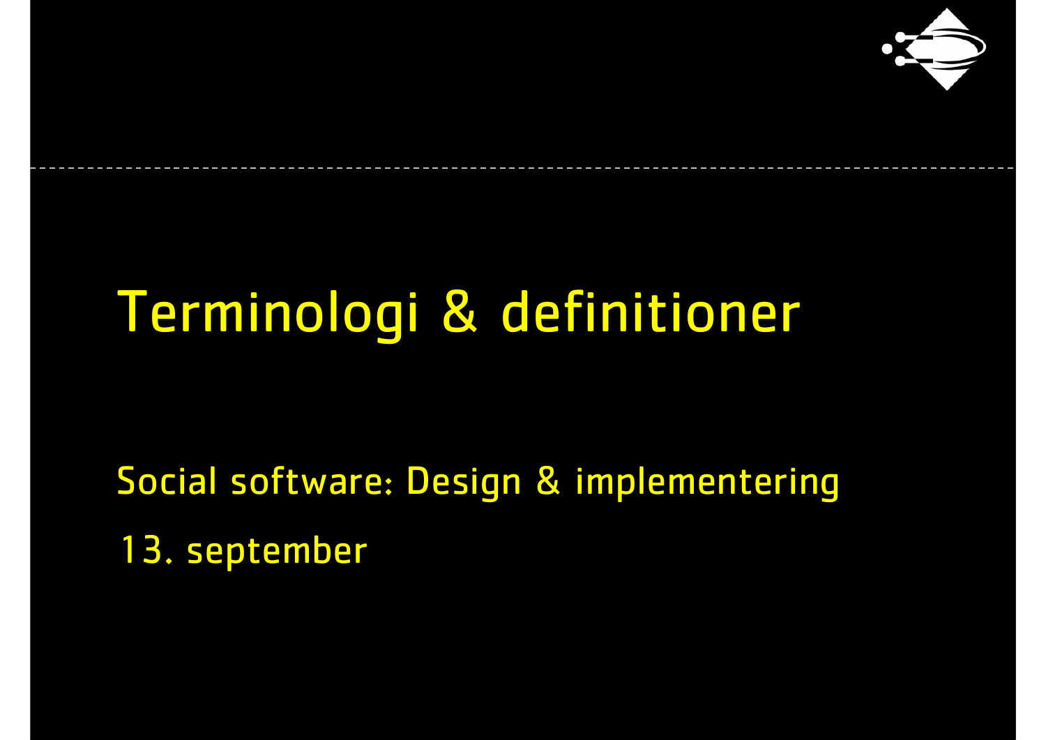# Terminologi & definitioner

Social software: Design & implementering

13. september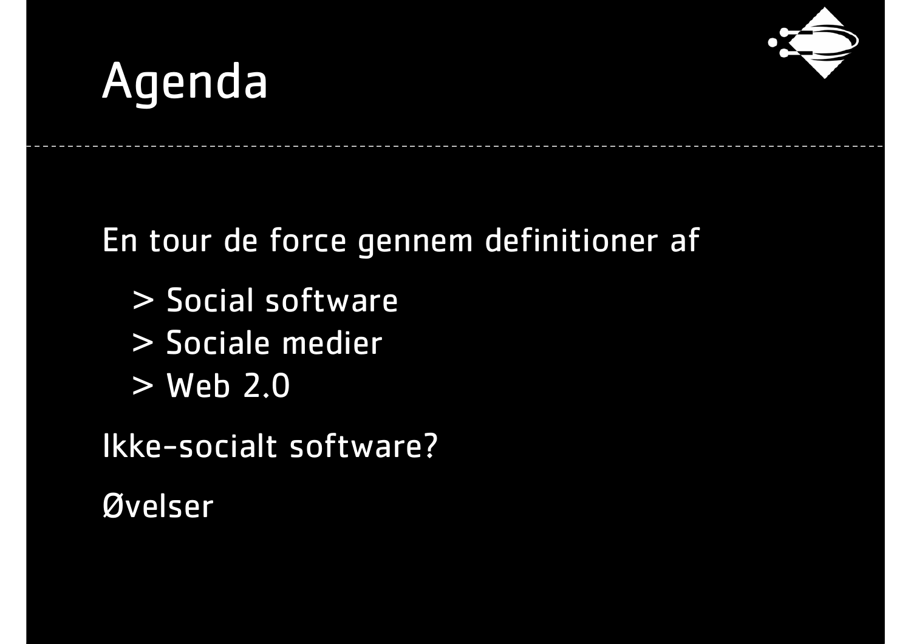# Agenda

En tour de force gennem definitioner af

> Social software
> Sociale medier
> Web 2.0

Ikke-socialt software?

Øvelser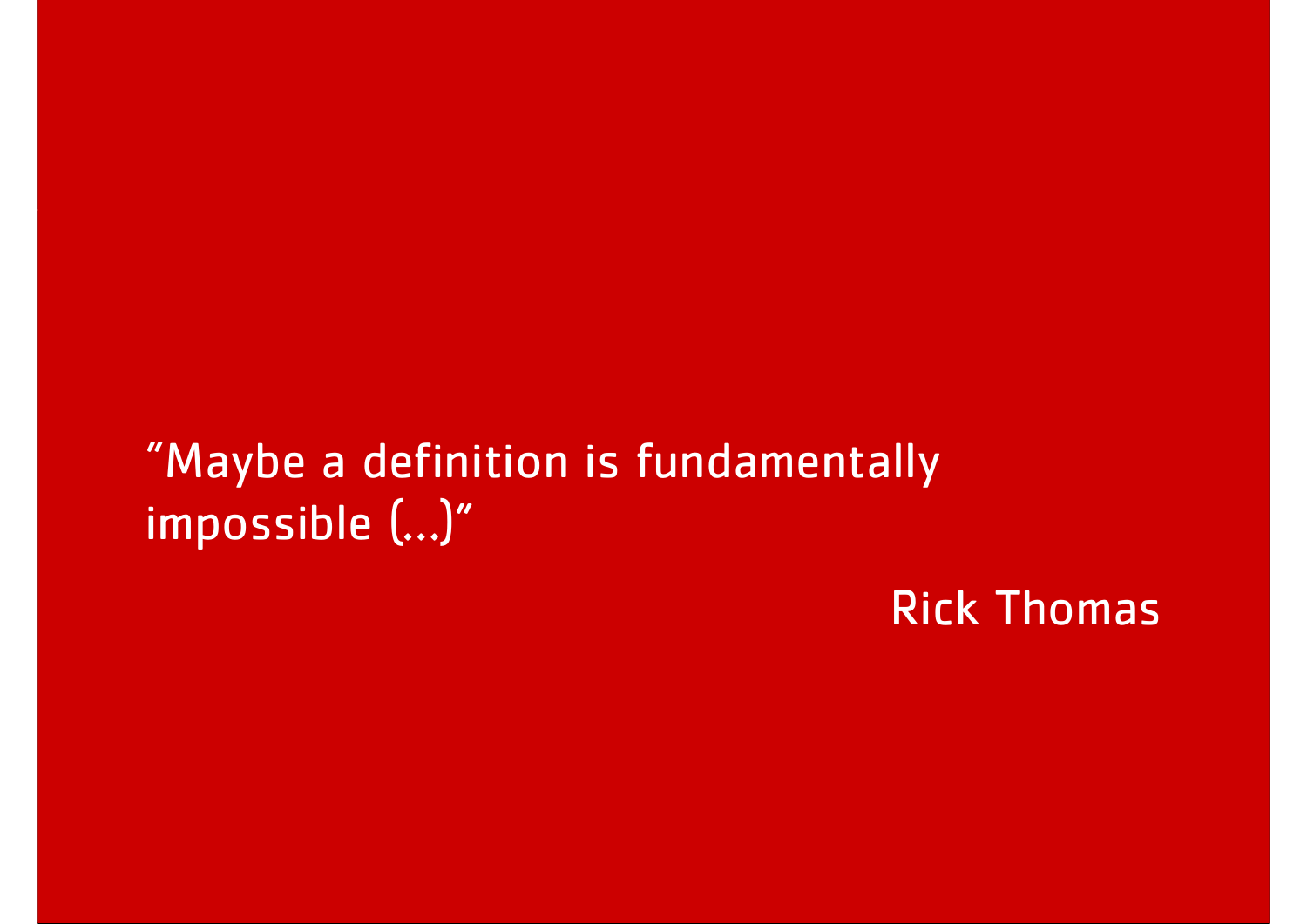"Maybe a definition is fundamentally impossible (...)"

Rick Thomas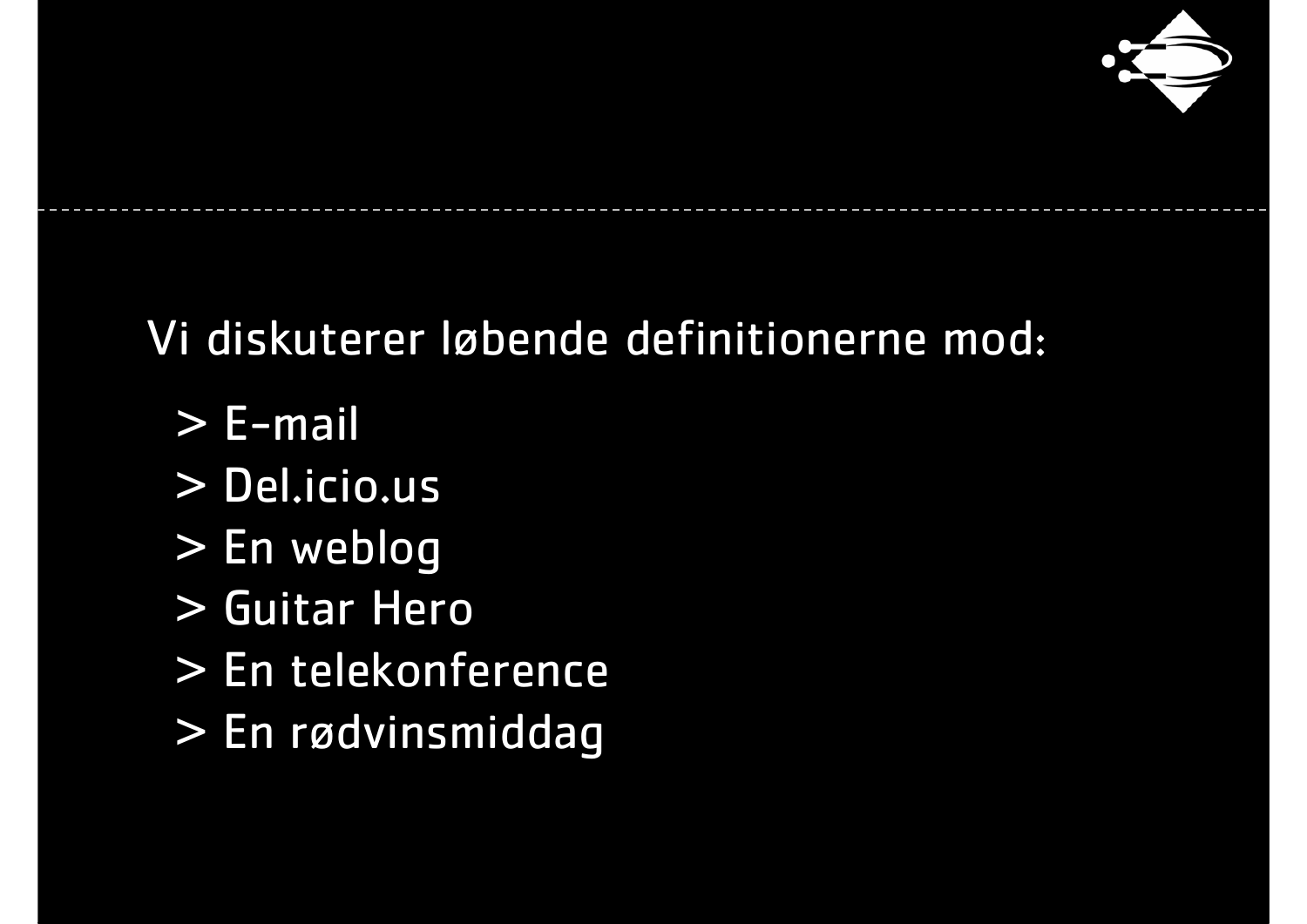Vi diskuterer løbende definitionerne mod:

> E-mail
> Del.icio.us
> En weblog
> Guitar Hero
> En telekonference
> En rødvinsmiddag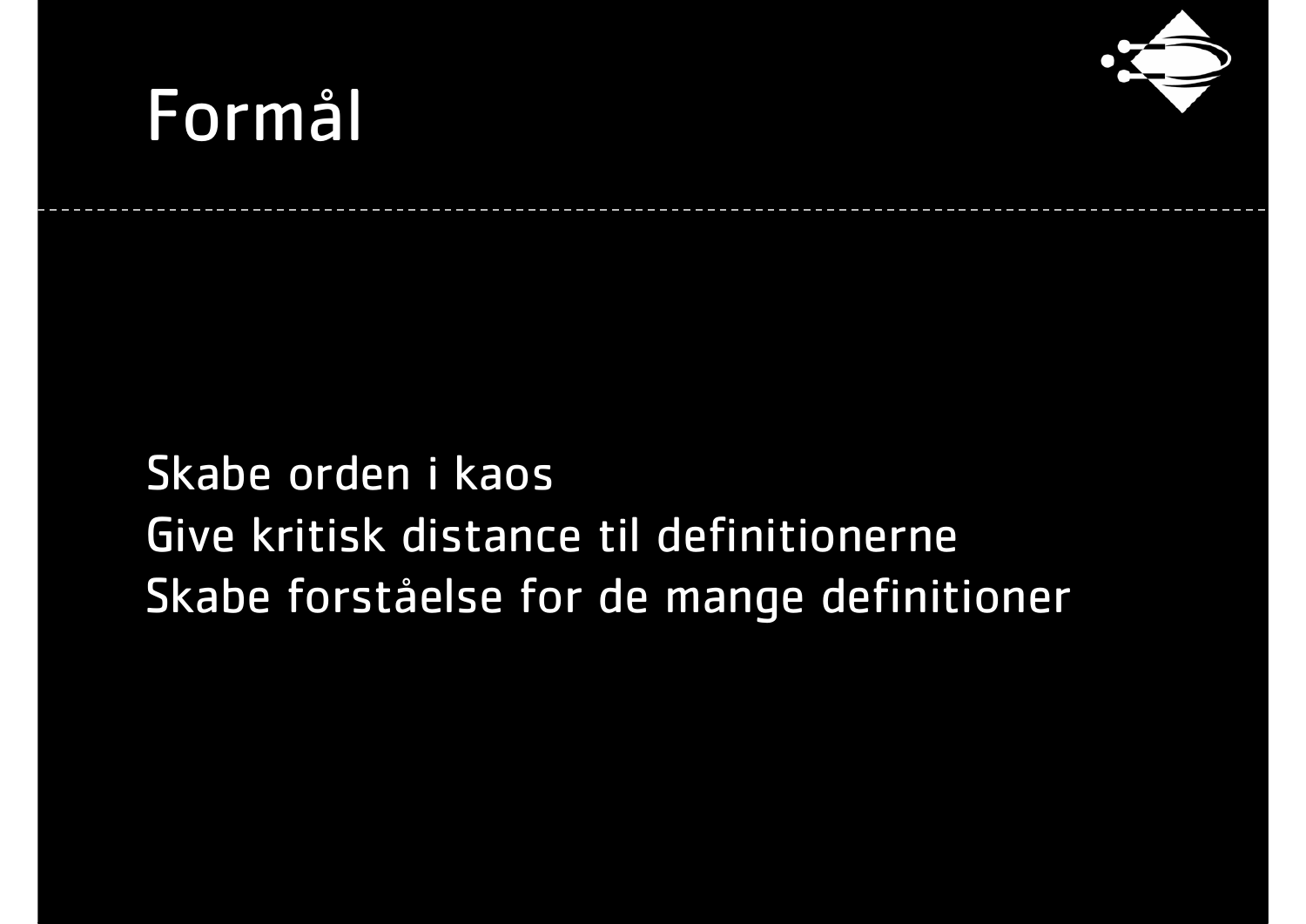# Formål

Skabe orden i kaos
Give kritisk distance til definitionerne
Skabe forståelse for de mange definitioner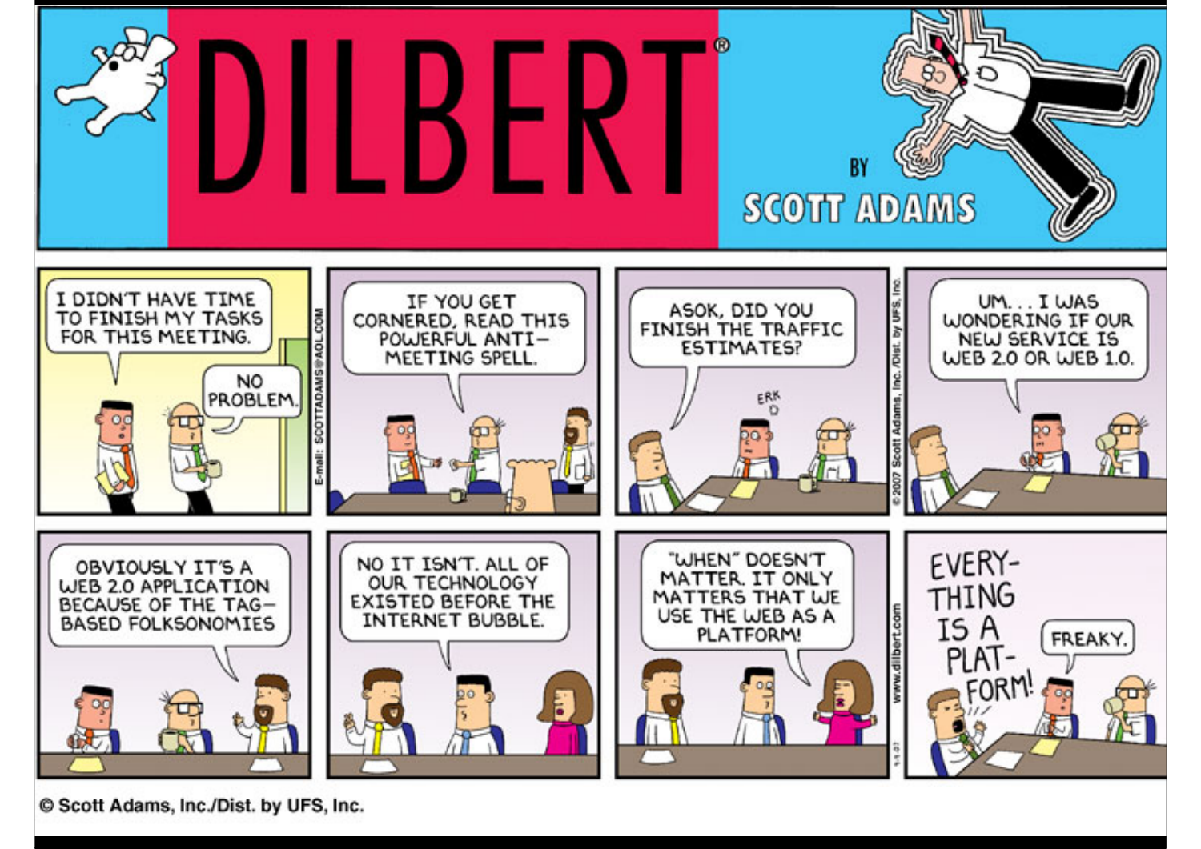# DILBERT

BY SCOTT ADAMS

I DIDN'T HAVE TIME TO FINISH MY TASKS FOR THIS MEETING.

NO PROBLEM.

IF YOU GET CORNERED, READ THIS POWERFUL ANTI-MEETING SPELL.

ASOK, DID YOU FINISH THE TRAFFIC ESTIMATES?

ERK

UM... I WAS WONDERING IF OUR NEW SERVICE IS WEB 2.0 OR WEB 1.0.

OBVIOUSLY IT'S A WEB 2.0 APPLICATION BECAUSE OF THE TAG-BASED FOLKSONOMIES

NO IT ISN'T. ALL OF OUR TECHNOLOGY EXISTED BEFORE THE INTERNET BUBBLE.

"WHEN" DOESN'T MATTER. IT ONLY MATTERS THAT WE USE THE WEB AS A PLATFORM!

EVERY-THING IS A PLAT-FORM!

FREAKY.

E-mail: SCOTTADAMS@AOL.COM

© 2007 Scott Adams, Inc. /Dist. by UFS, Inc.

www.dilbert.com

9-9-07

© Scott Adams, Inc./Dist. by UFS, Inc.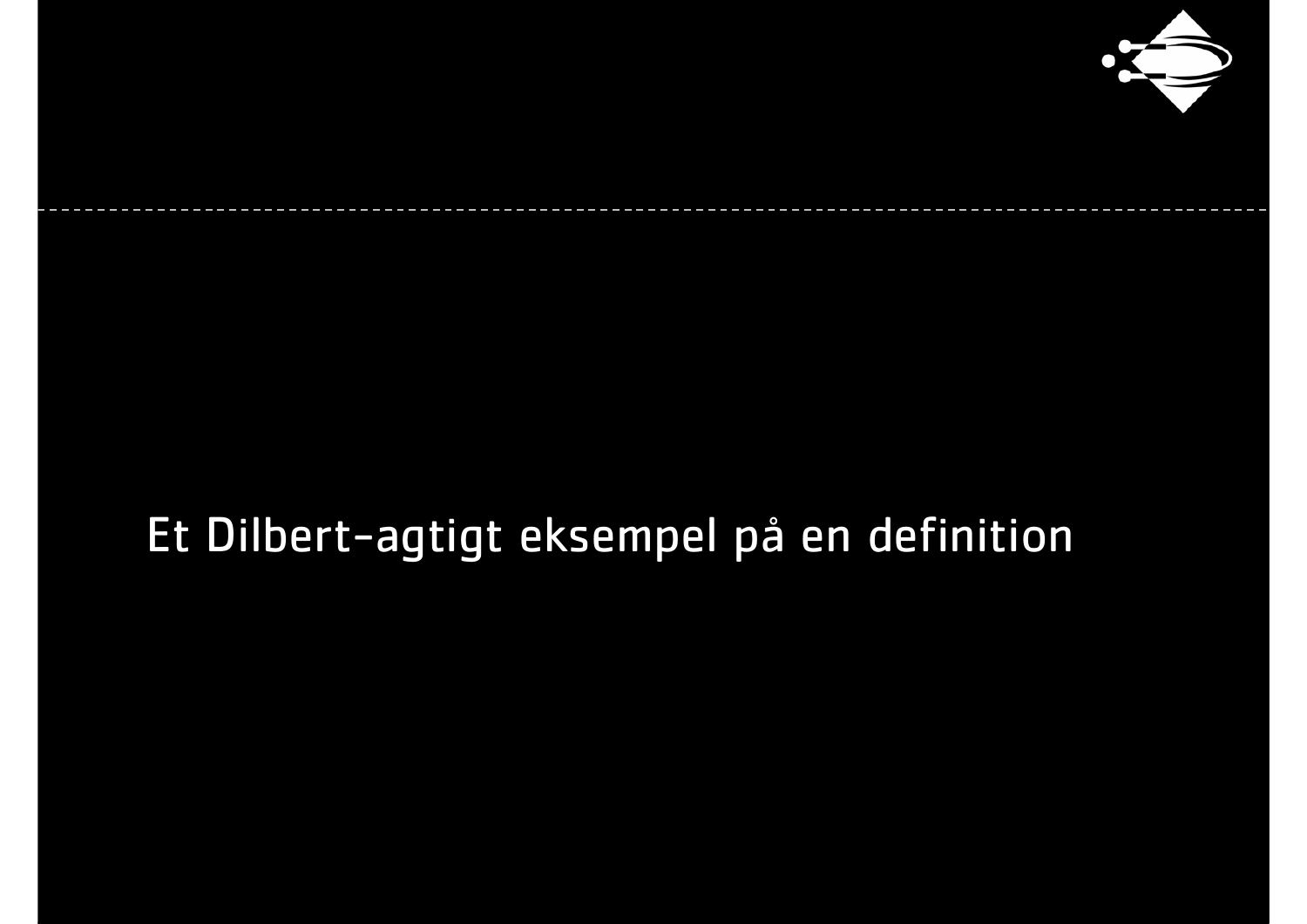Et Dilbert-agtigt eksempel på en definition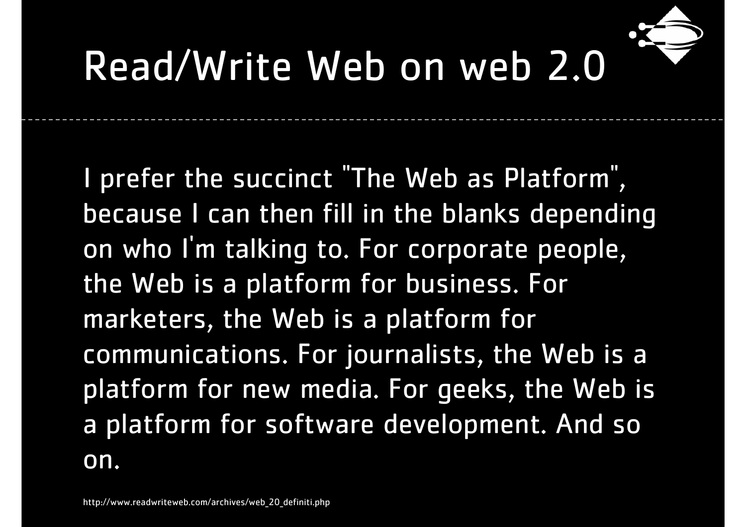# Read/Write Web on web 2.0

I prefer the succinct "The Web as Platform", because I can then fill in the blanks depending on who I'm talking to. For corporate people, the Web is a platform for business. For marketers, the Web is a platform for communications. For journalists, the Web is a platform for new media. For geeks, the Web is a platform for software development. And so on.

http://www.readwriteweb.com/archives/web_20_definiti.php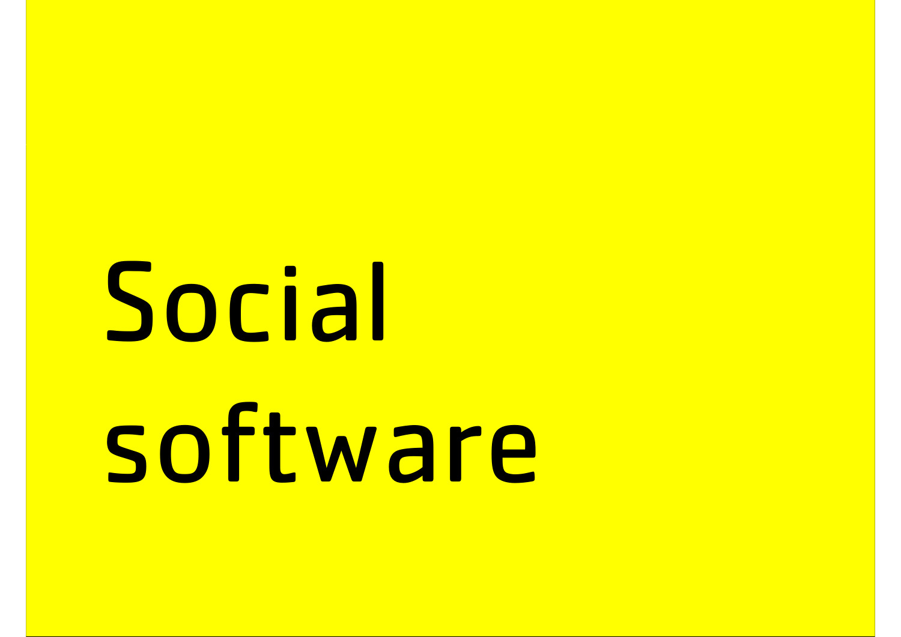# Social software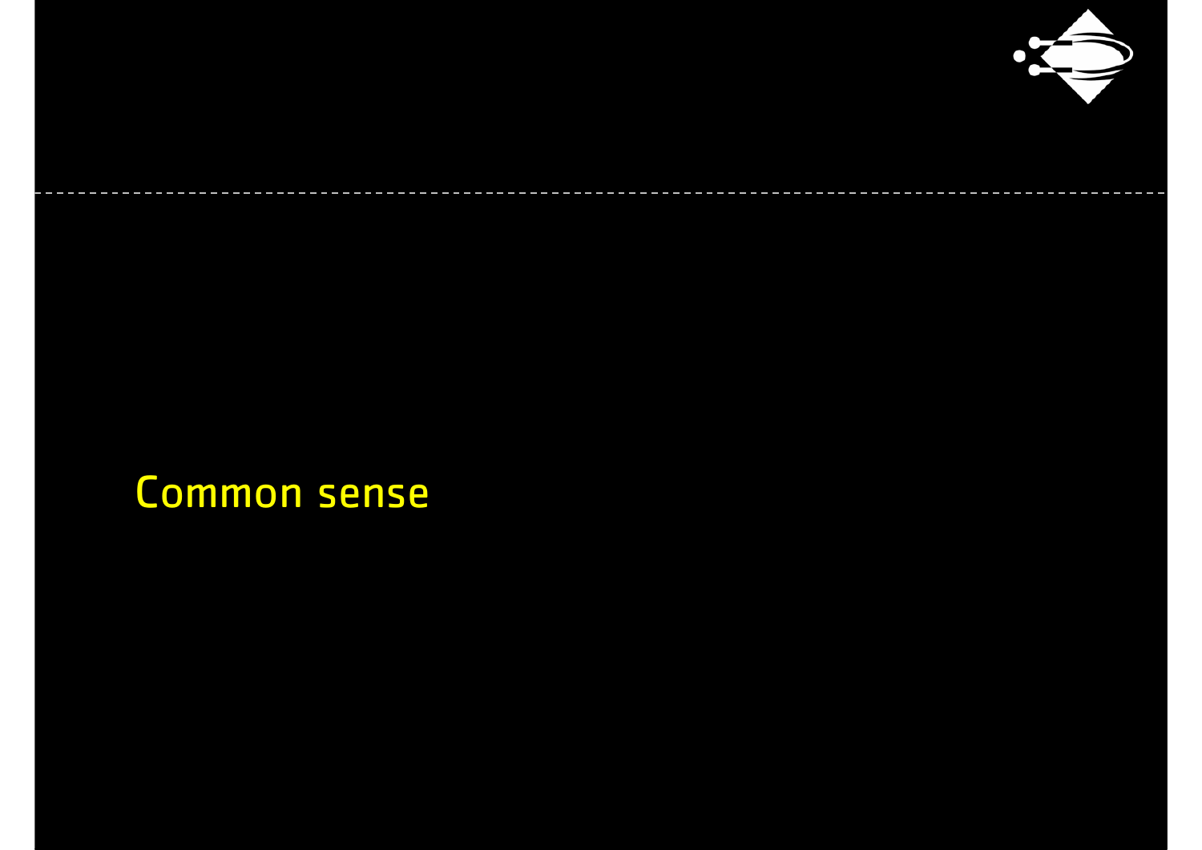## Common sense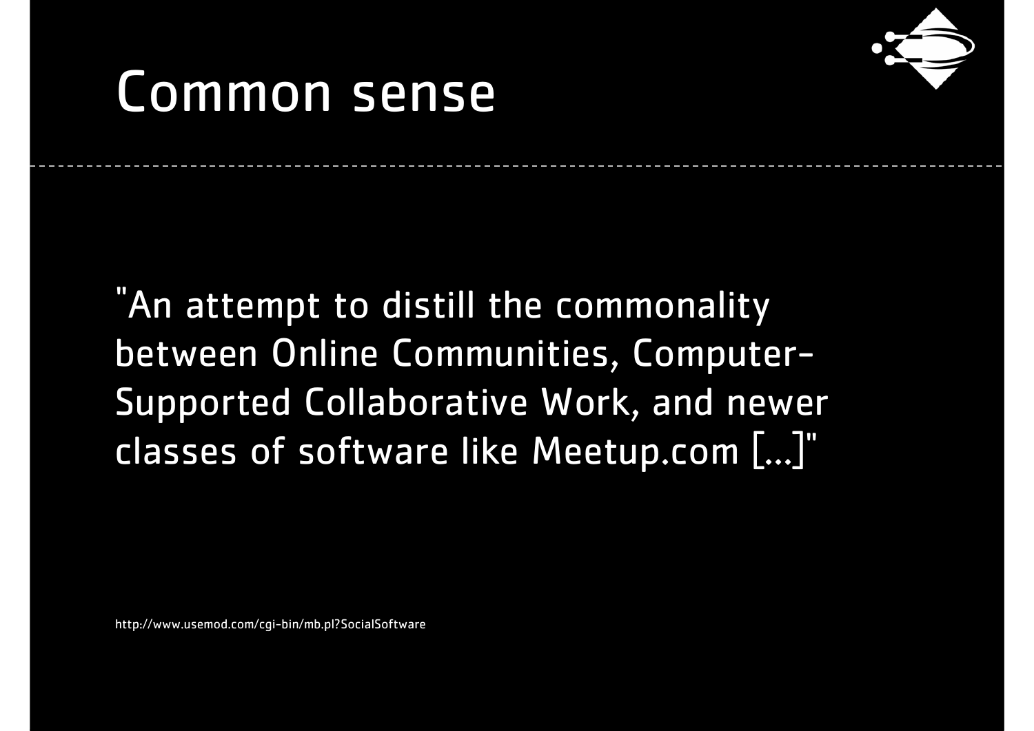# Common sense

"An attempt to distill the commonality between Online Communities, Computer-Supported Collaborative Work, and newer classes of software like Meetup.com [...]"

http://www.usemod.com/cgi-bin/mb.pl?SocialSoftware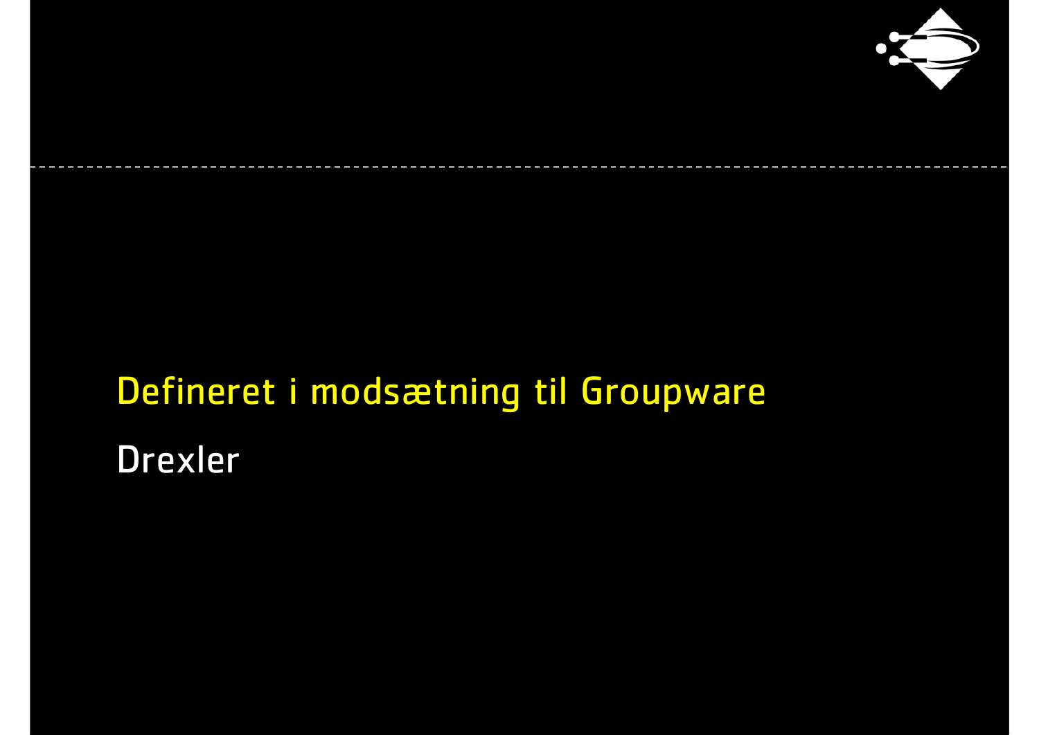Defineret i modsætning til Groupware

Drexler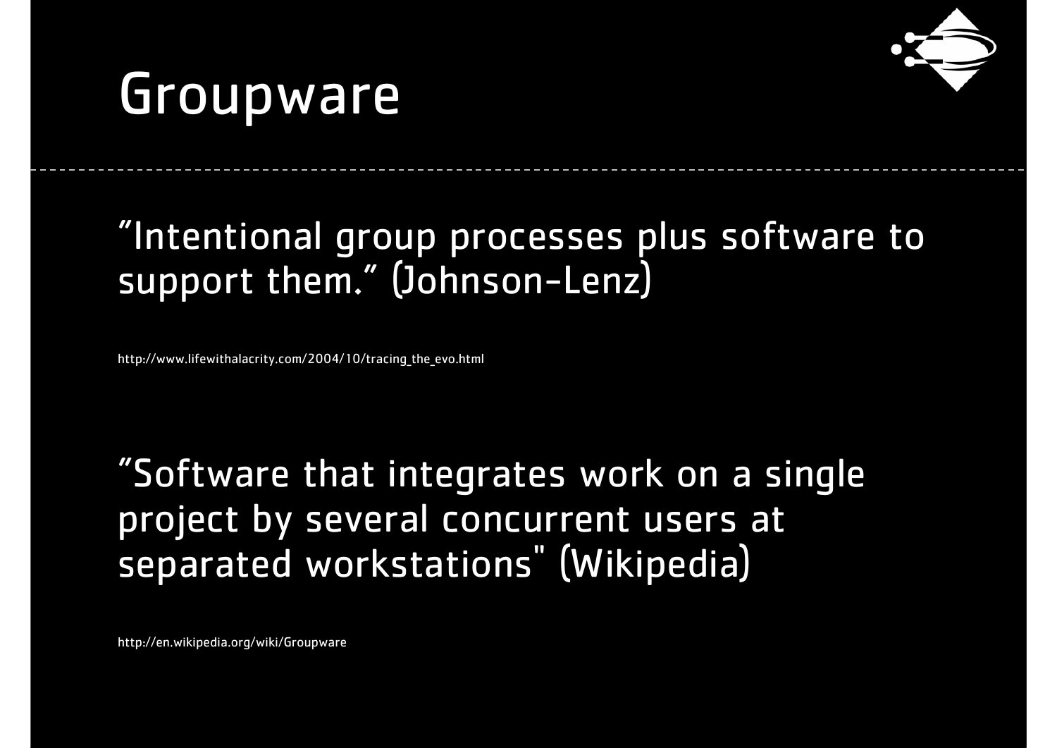# Groupware

"Intentional group processes plus software to support them." (Johnson-Lenz)

http://www.lifewithalacrity.com/2004/10/tracing_the_evo.html

"Software that integrates work on a single project by several concurrent users at separated workstations" (Wikipedia)

http://en.wikipedia.org/wiki/Groupware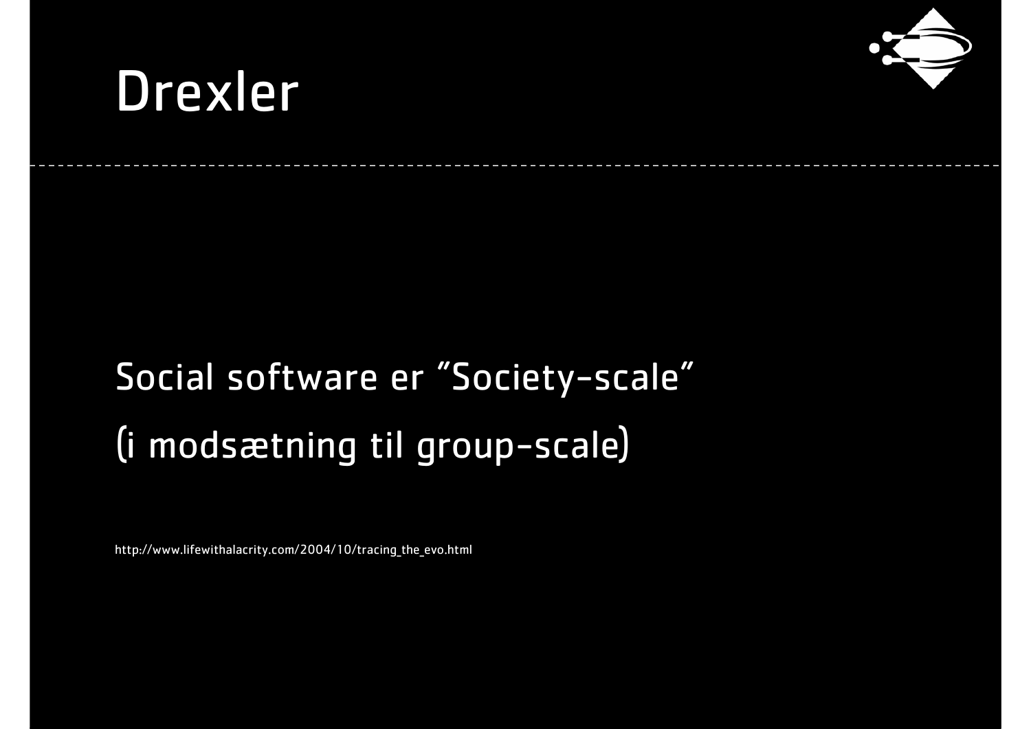# Drexler

Social software er "Society-scale"

(i modsætning til group-scale)

http://www.lifewithalacrity.com/2004/10/tracing_the_evo.html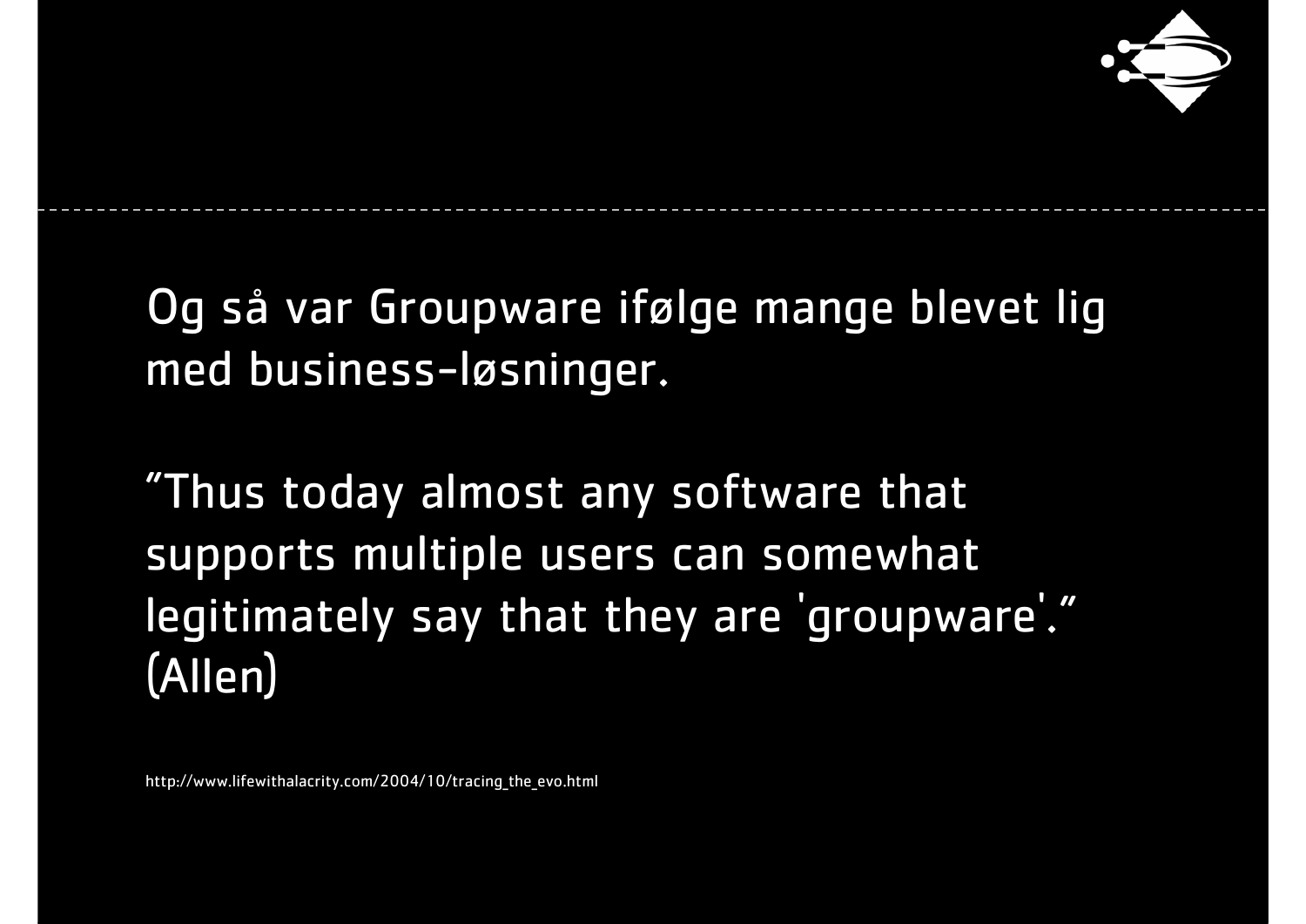Og så var Groupware ifølge mange blevet lig med business-løsninger.

"Thus today almost any software that supports multiple users can somewhat legitimately say that they are 'groupware'." (Allen)

http://www.lifewithalacrity.com/2004/10/tracing_the_evo.html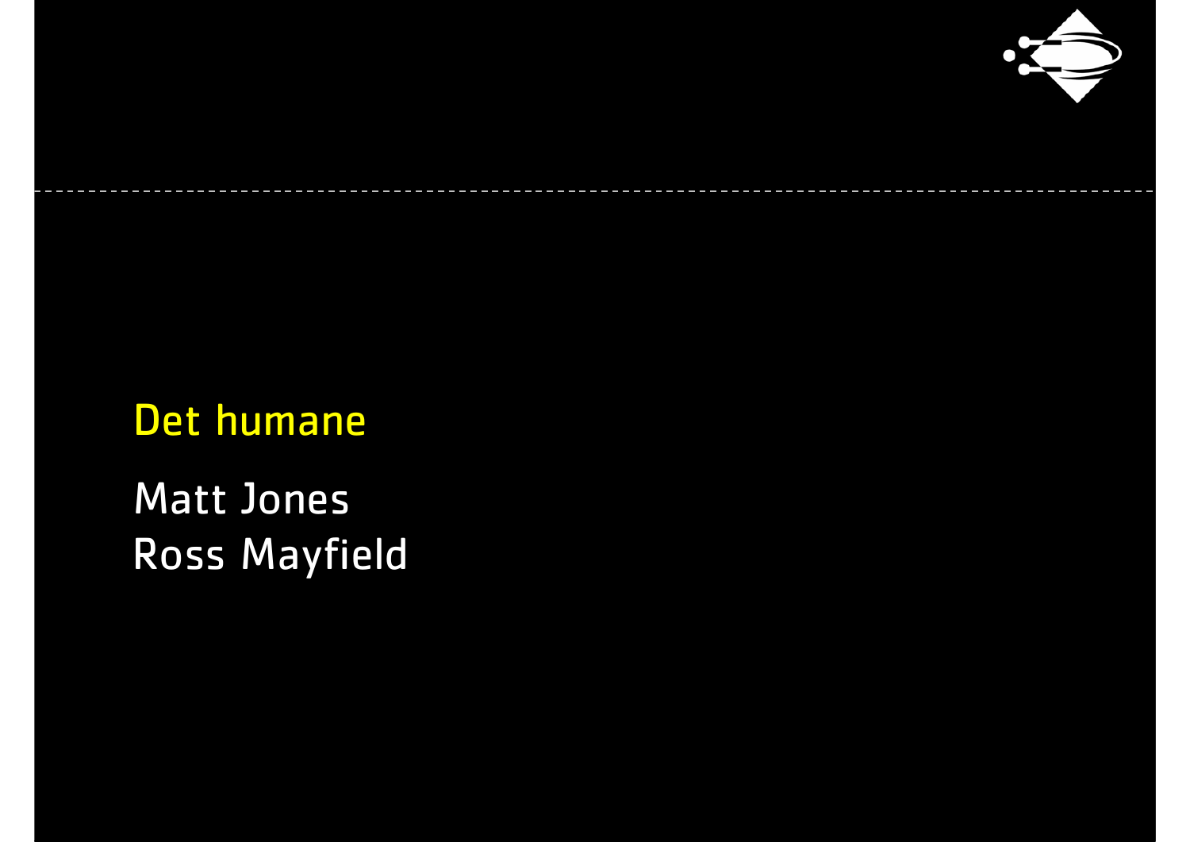## Det humane

Matt Jones
Ross Mayfield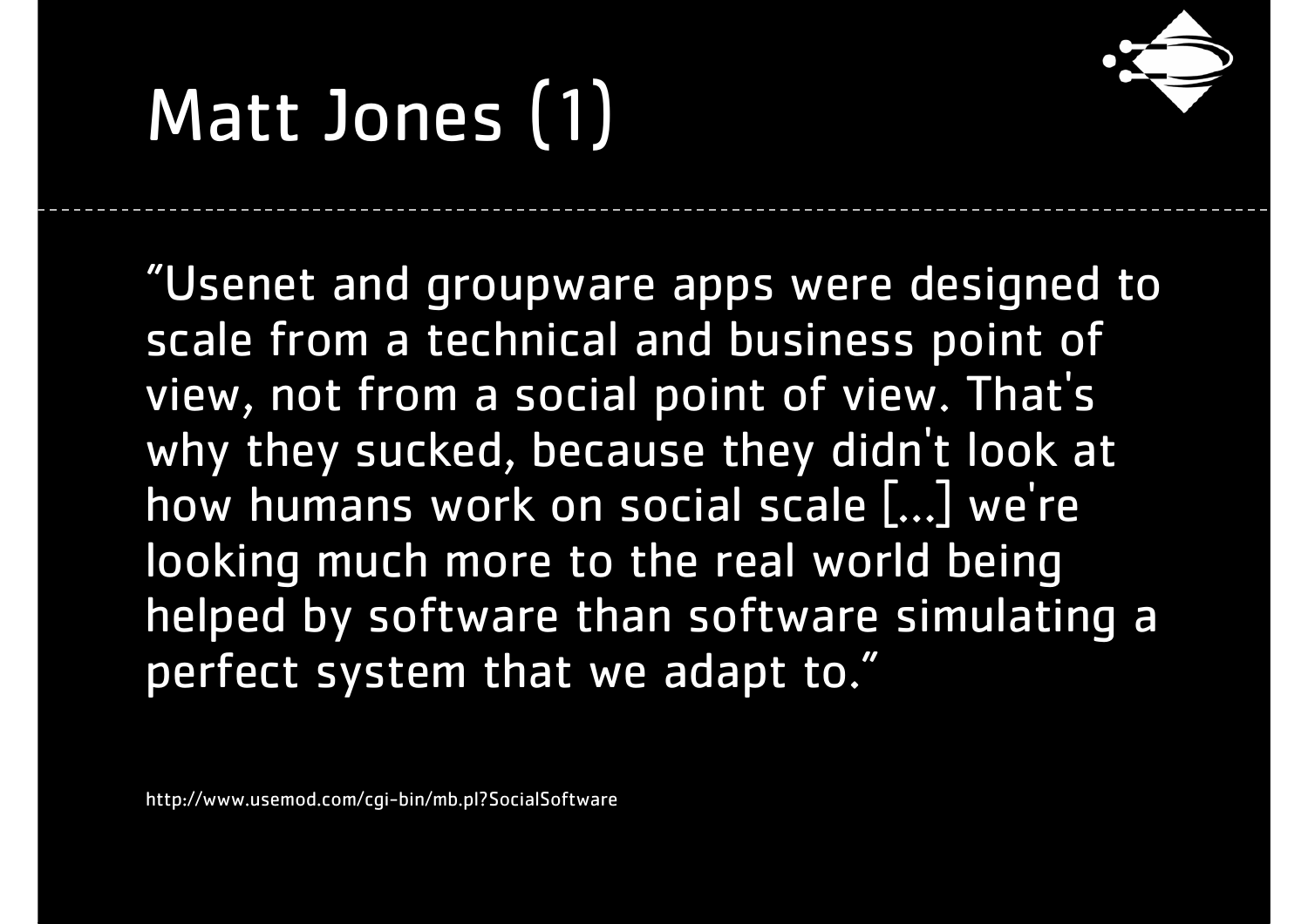# Matt Jones (1)

"Usenet and groupware apps were designed to scale from a technical and business point of view, not from a social point of view. That's why they sucked, because they didn't look at how humans work on social scale [...] we're looking much more to the real world being helped by software than software simulating a perfect system that we adapt to."

http://www.usemod.com/cgi-bin/mb.pl?SocialSoftware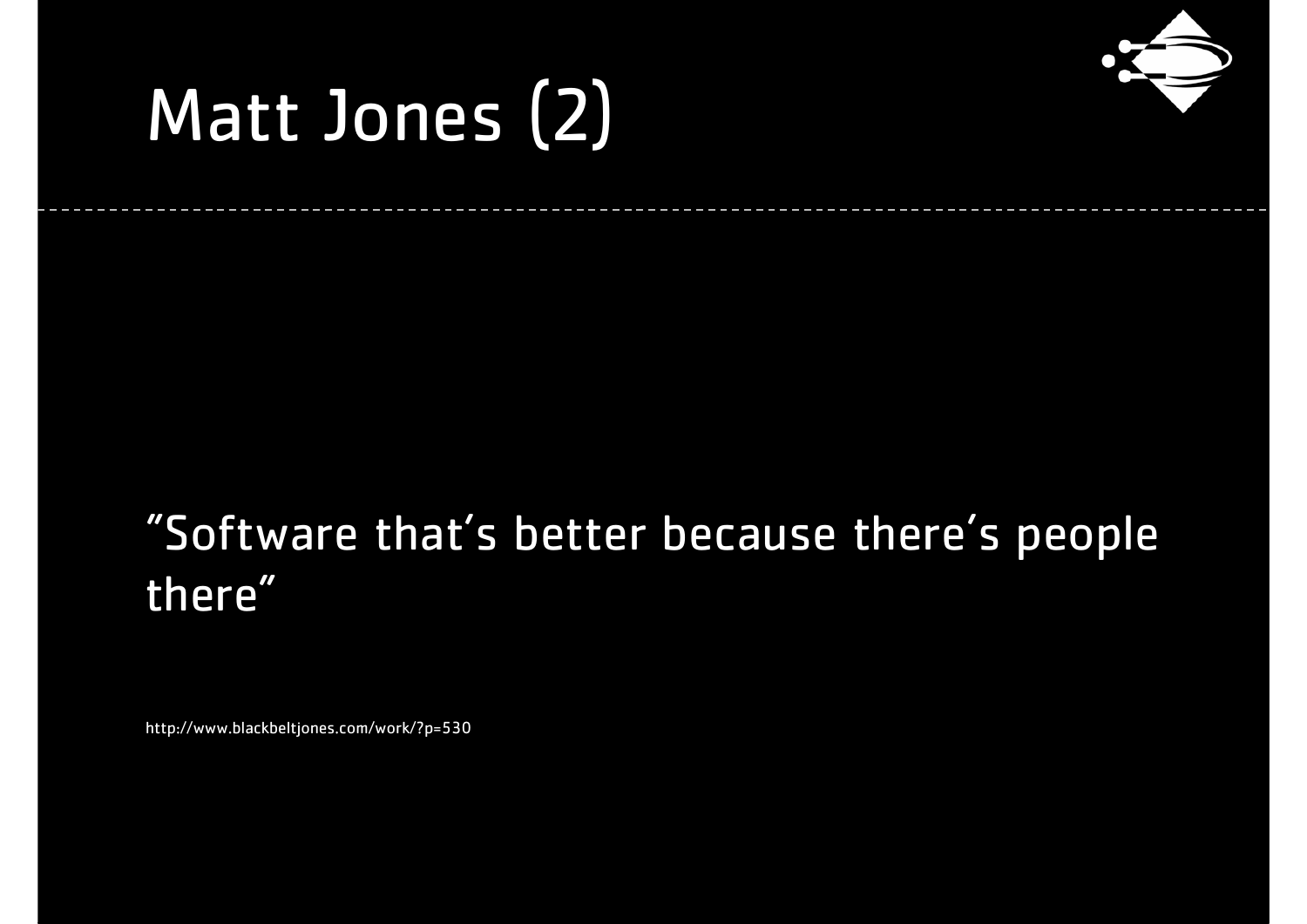# Matt Jones (2)

"Software that's better because there's people there"

http://www.blackbeltjones.com/work/?p=530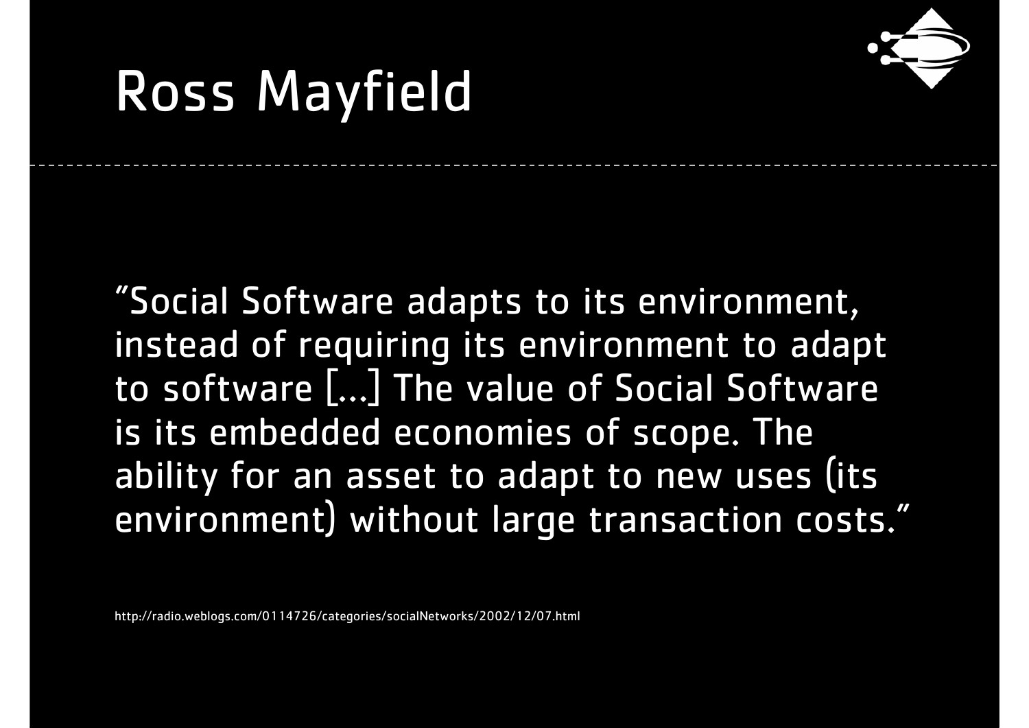# Ross Mayfield

"Social Software adapts to its environment, instead of requiring its environment to adapt to software [...] The value of Social Software is its embedded economies of scope. The ability for an asset to adapt to new uses (its environment) without large transaction costs."

http://radio.weblogs.com/0114726/categories/socialNetworks/2002/12/07.html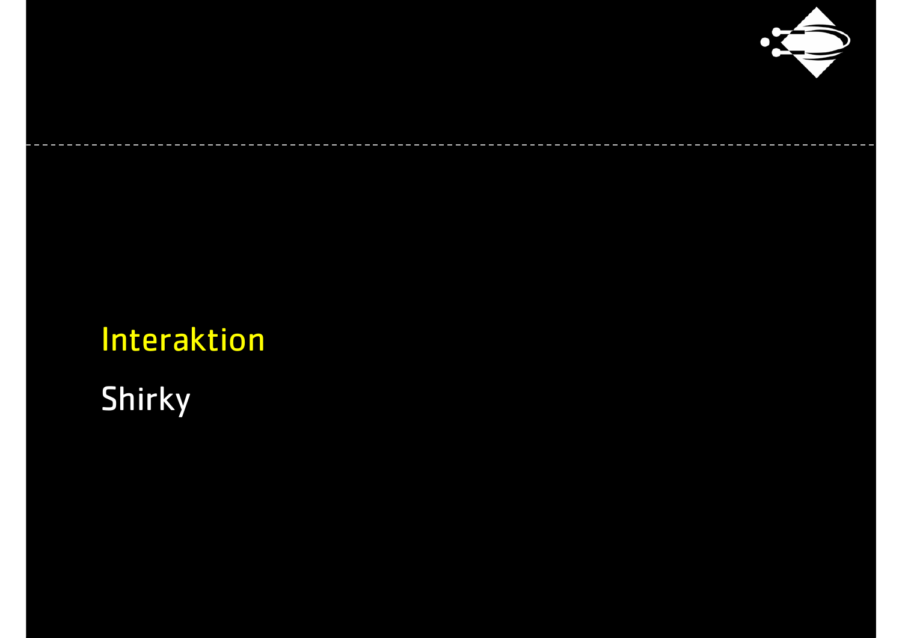# Interaktion

Shirky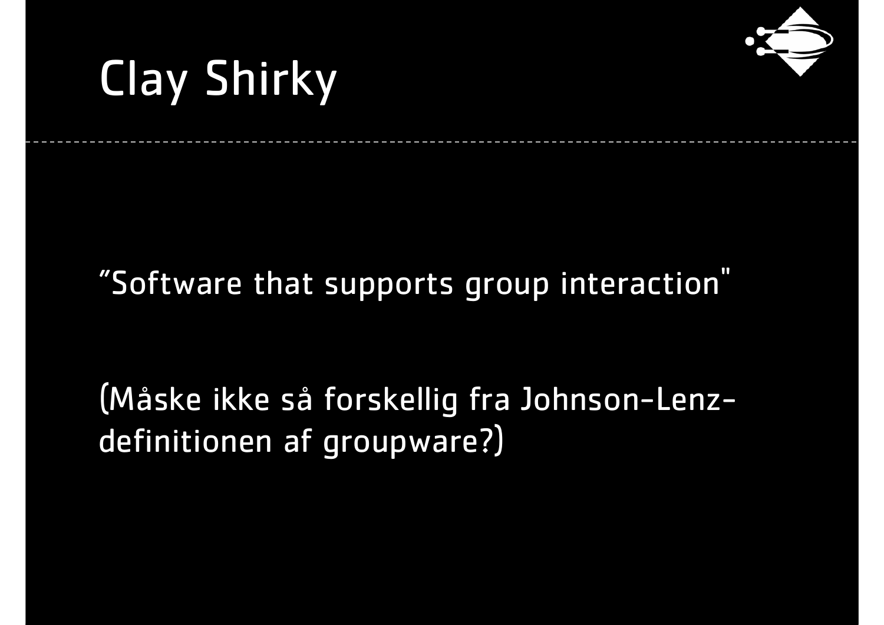# Clay Shirky

"Software that supports group interaction"

(Måske ikke så forskellig fra Johnson-Lenz-definitionen af groupware?)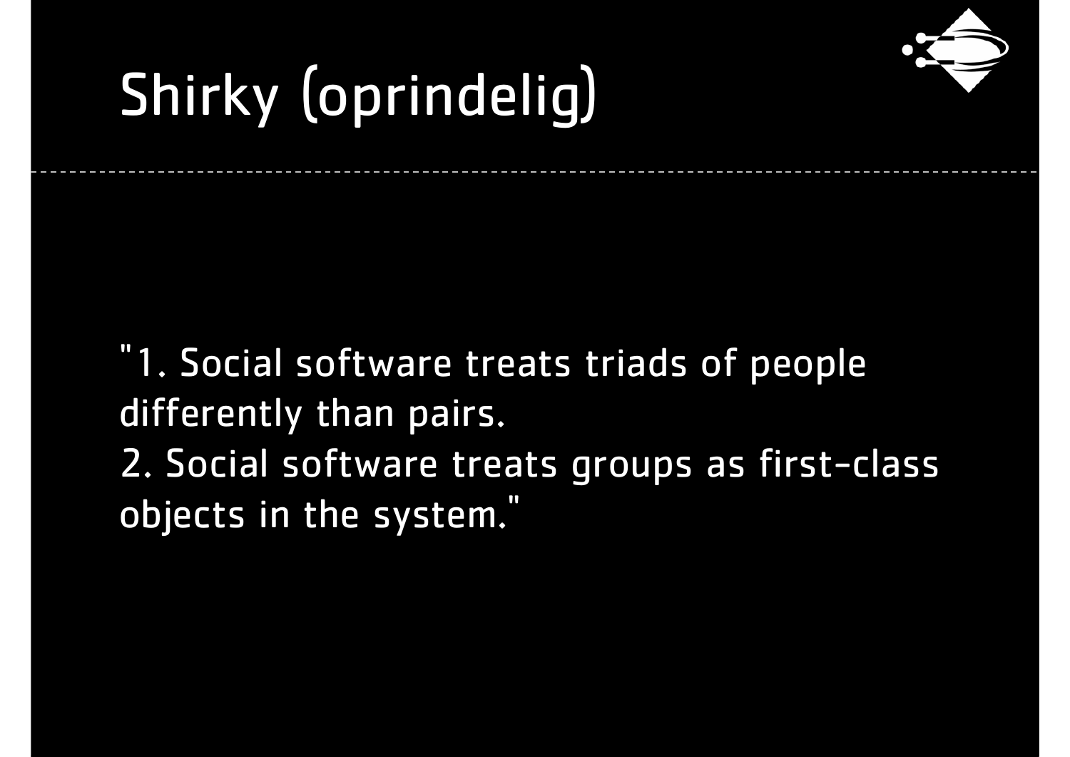# Shirky (oprindelig)

"1. Social software treats triads of people differently than pairs.
2. Social software treats groups as first-class objects in the system."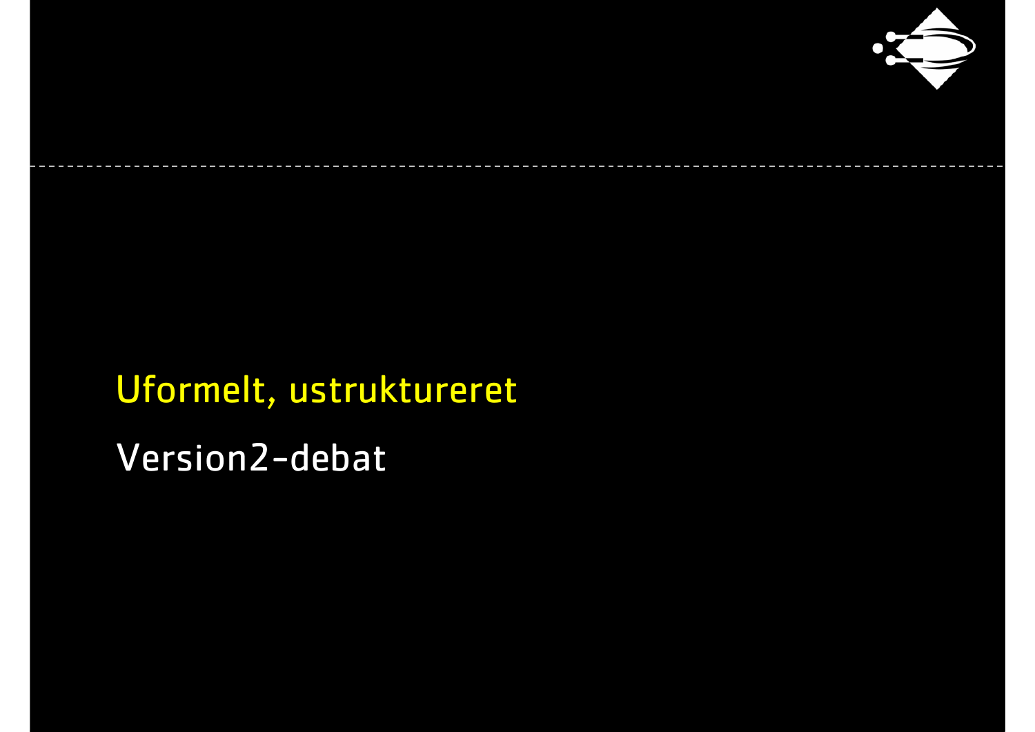## Uformelt, ustruktureret

Version2-debat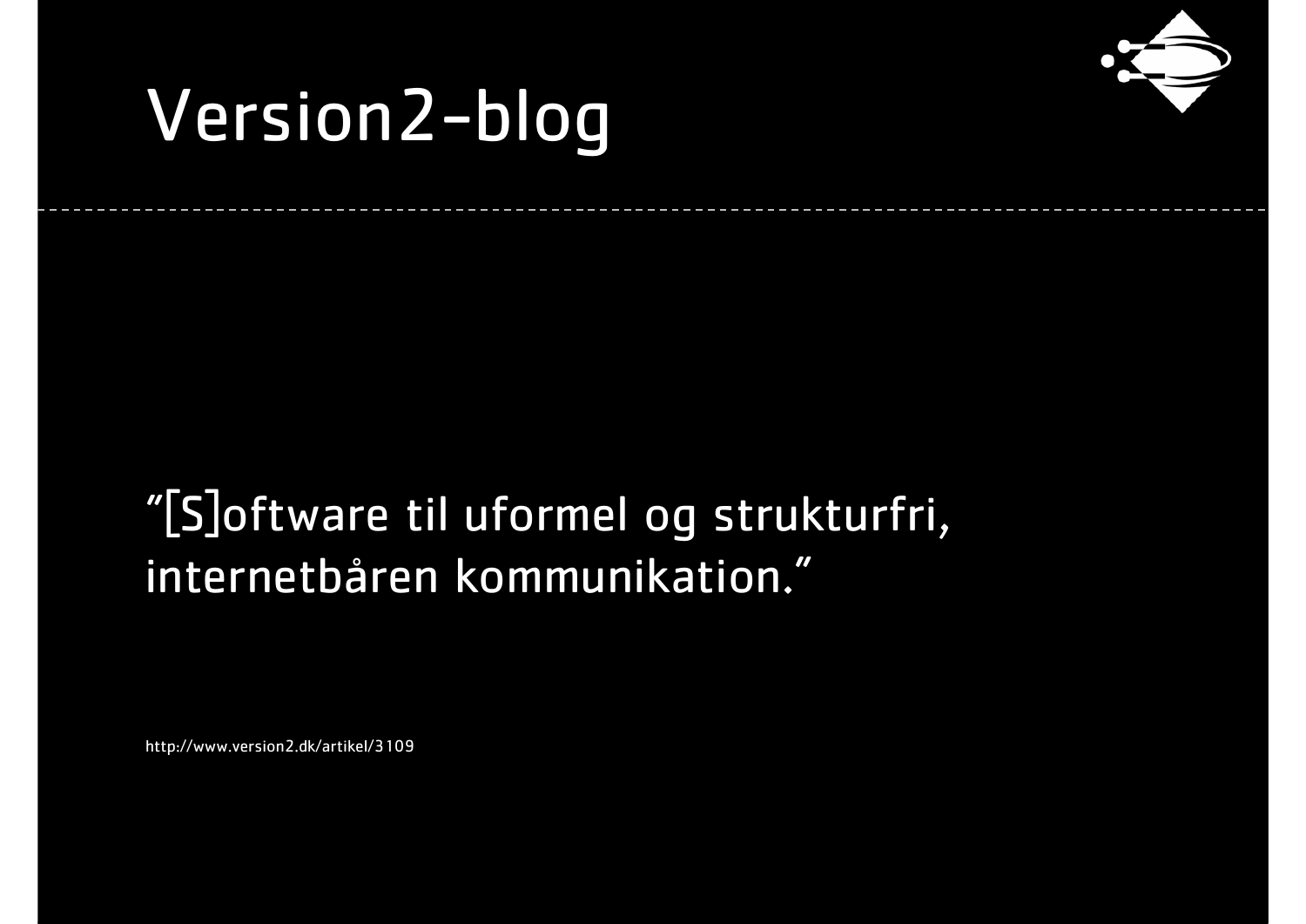# Version2-blog

"[S]oftware til uformel og strukturfri, internetbåren kommunikation."

http://www.version2.dk/artikel/3109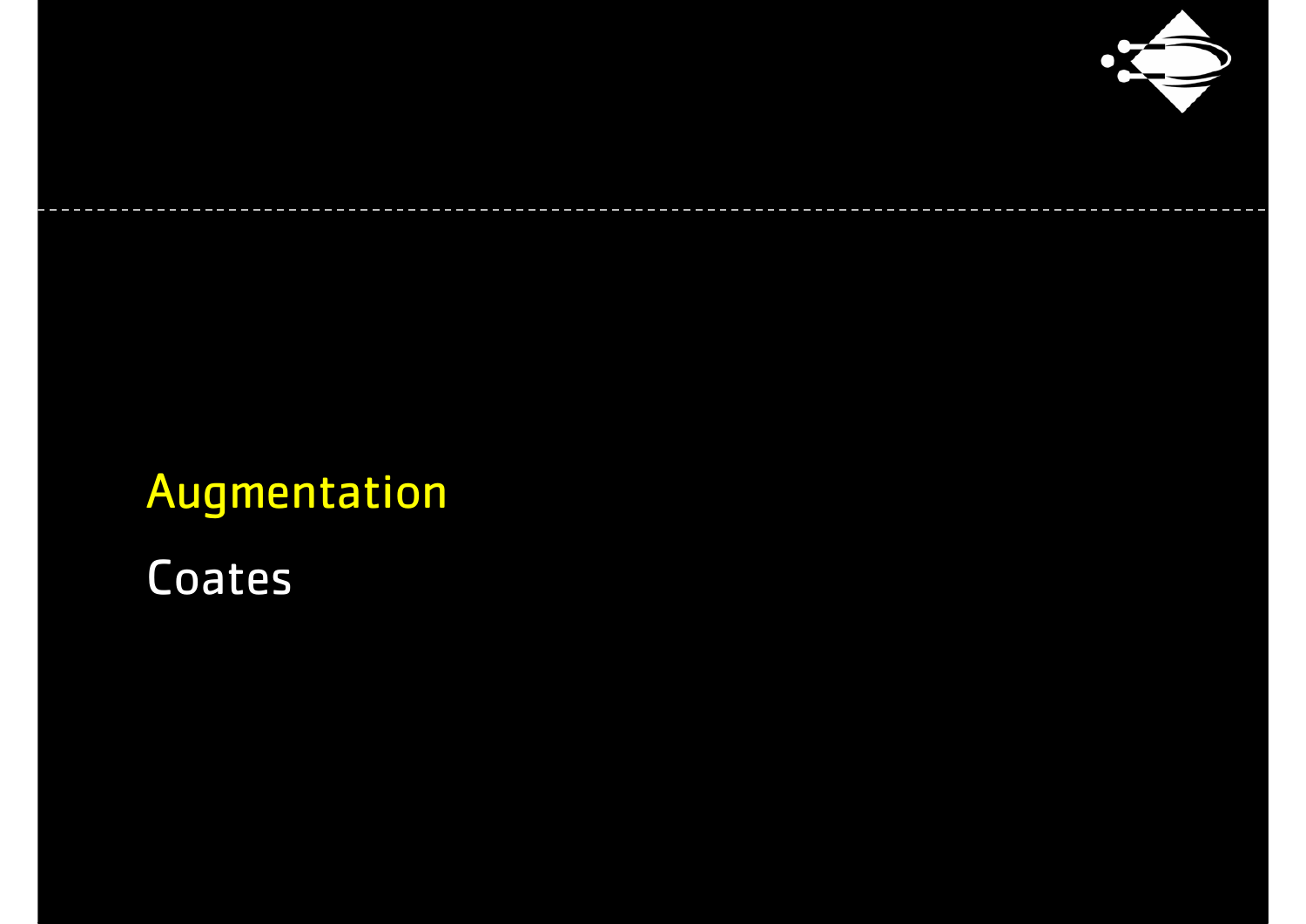## Augmentation

Coates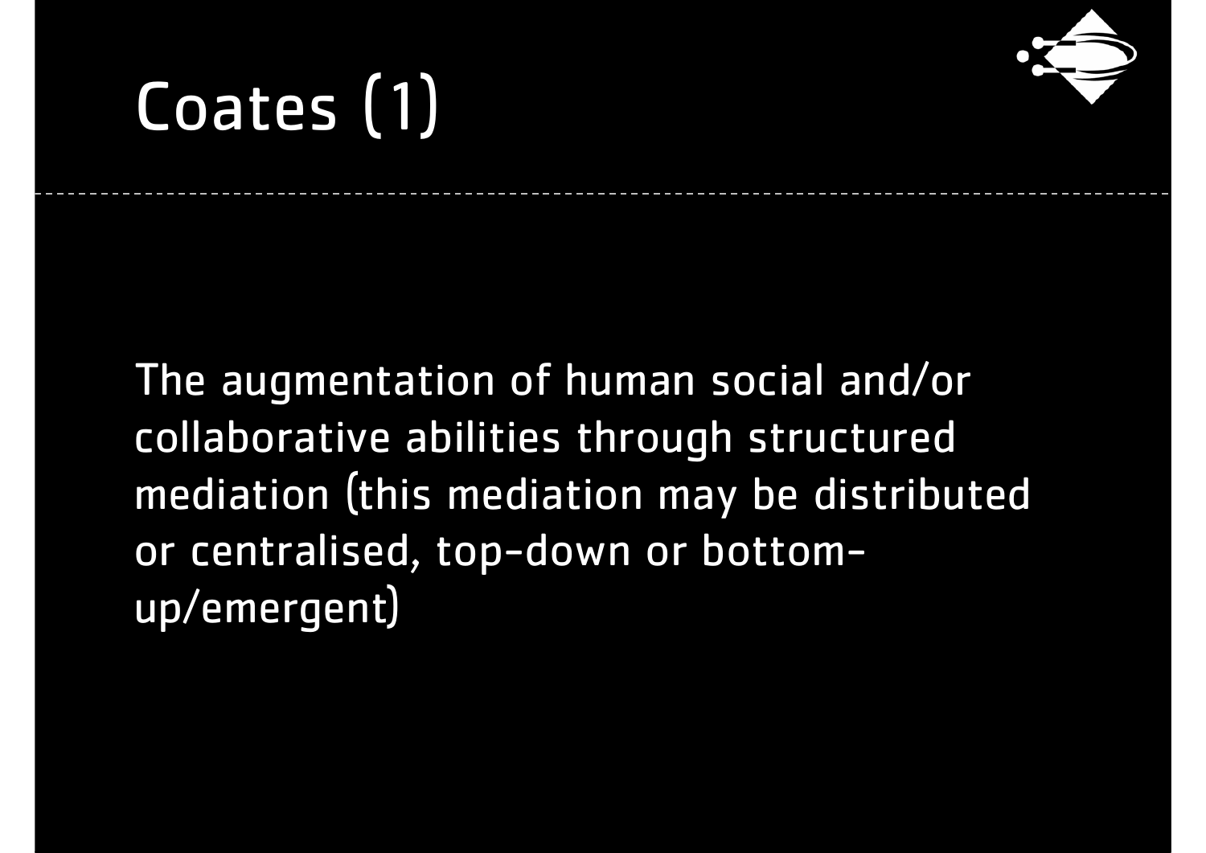# Coates (1)

The augmentation of human social and/or collaborative abilities through structured mediation (this mediation may be distributed or centralised, top-down or bottom-up/emergent)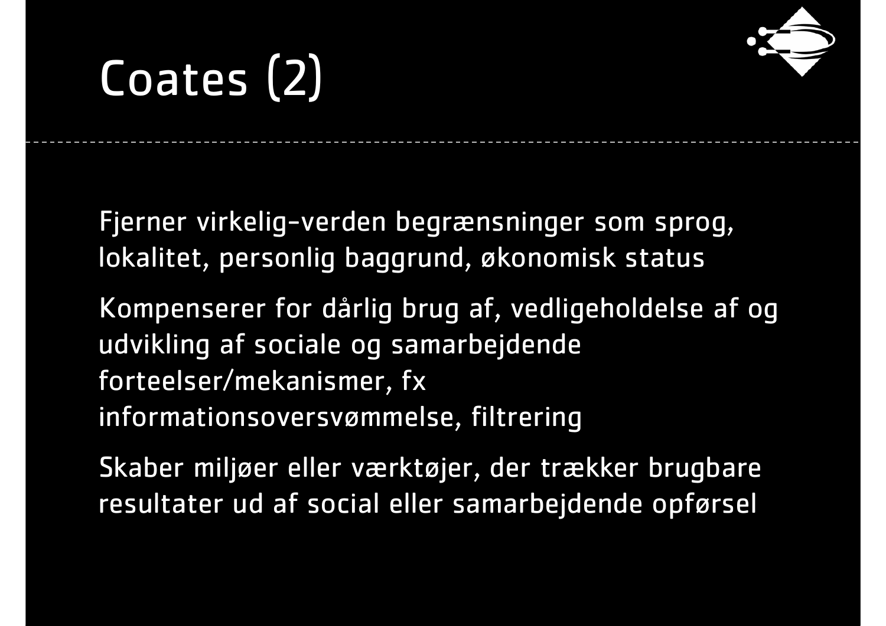# Coates (2)

Fjerner virkelig-verden begrænsninger som sprog, lokalitet, personlig baggrund, økonomisk status

Kompenserer for dårlig brug af, vedligeholdelse af og udvikling af sociale og samarbejdende forteelser/mekanismer, fx informationsoversvømmelse, filtrering

Skaber miljøer eller værktøjer, der trækker brugbare resultater ud af social eller samarbejdende opførsel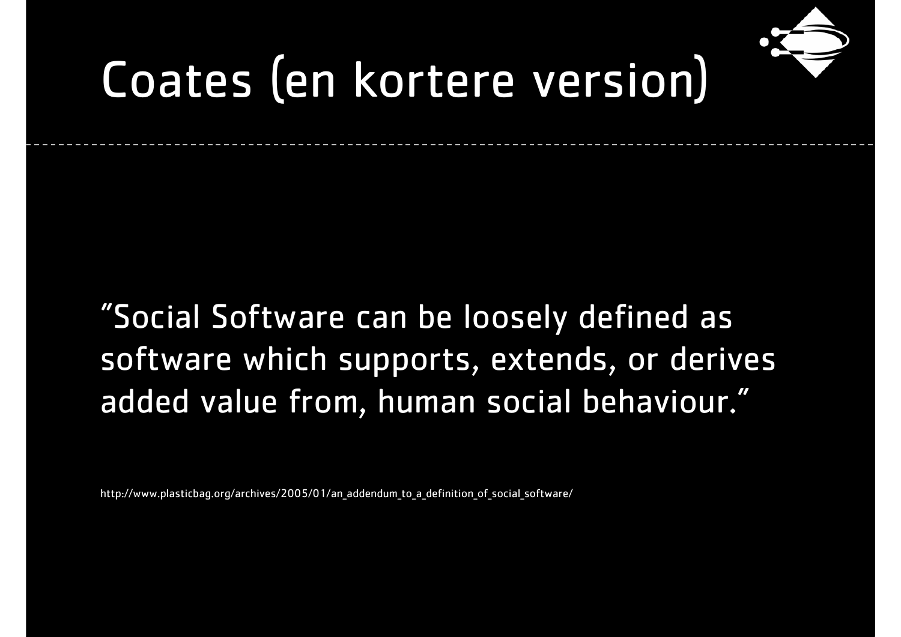# Coates (en kortere version)

"Social Software can be loosely defined as software which supports, extends, or derives added value from, human social behaviour."

http://www.plasticbag.org/archives/2005/01/an_addendum_to_a_definition_of_social_software/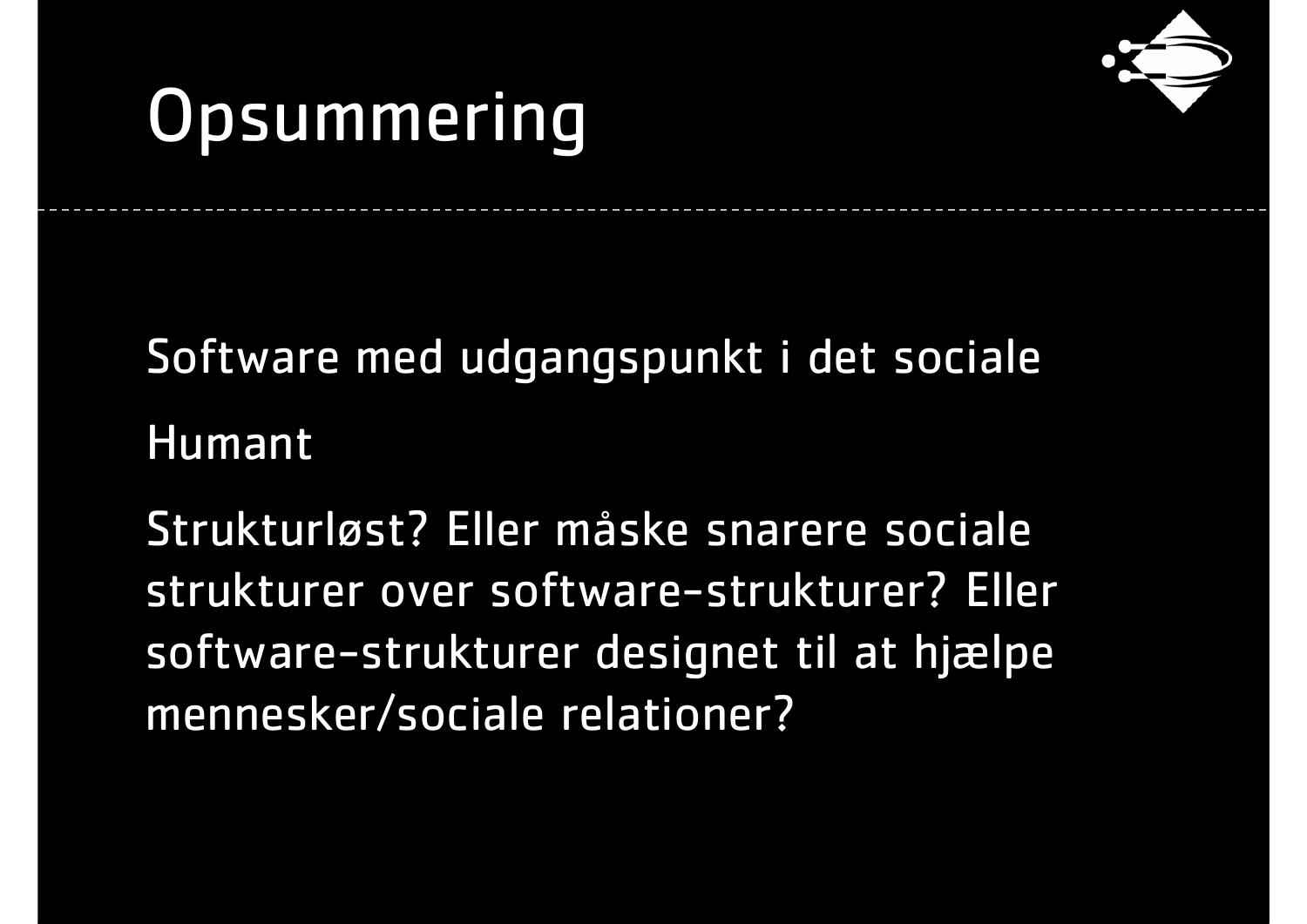# Opsummering

Software med udgangspunkt i det sociale

Humant

Strukturløst? Eller måske snarere sociale strukturer over software-strukturer? Eller software-strukturer designet til at hjælpe mennesker/sociale relationer?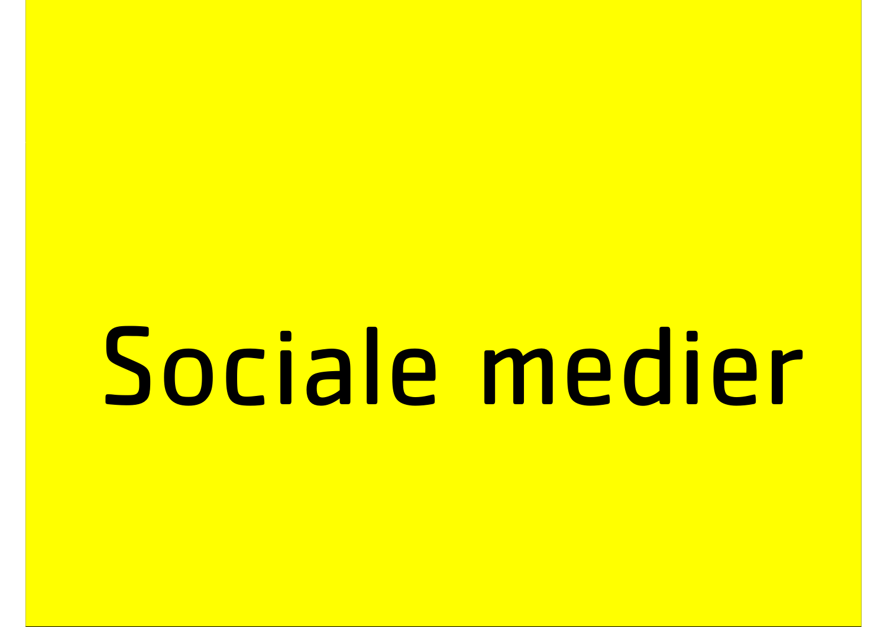# Sociale medier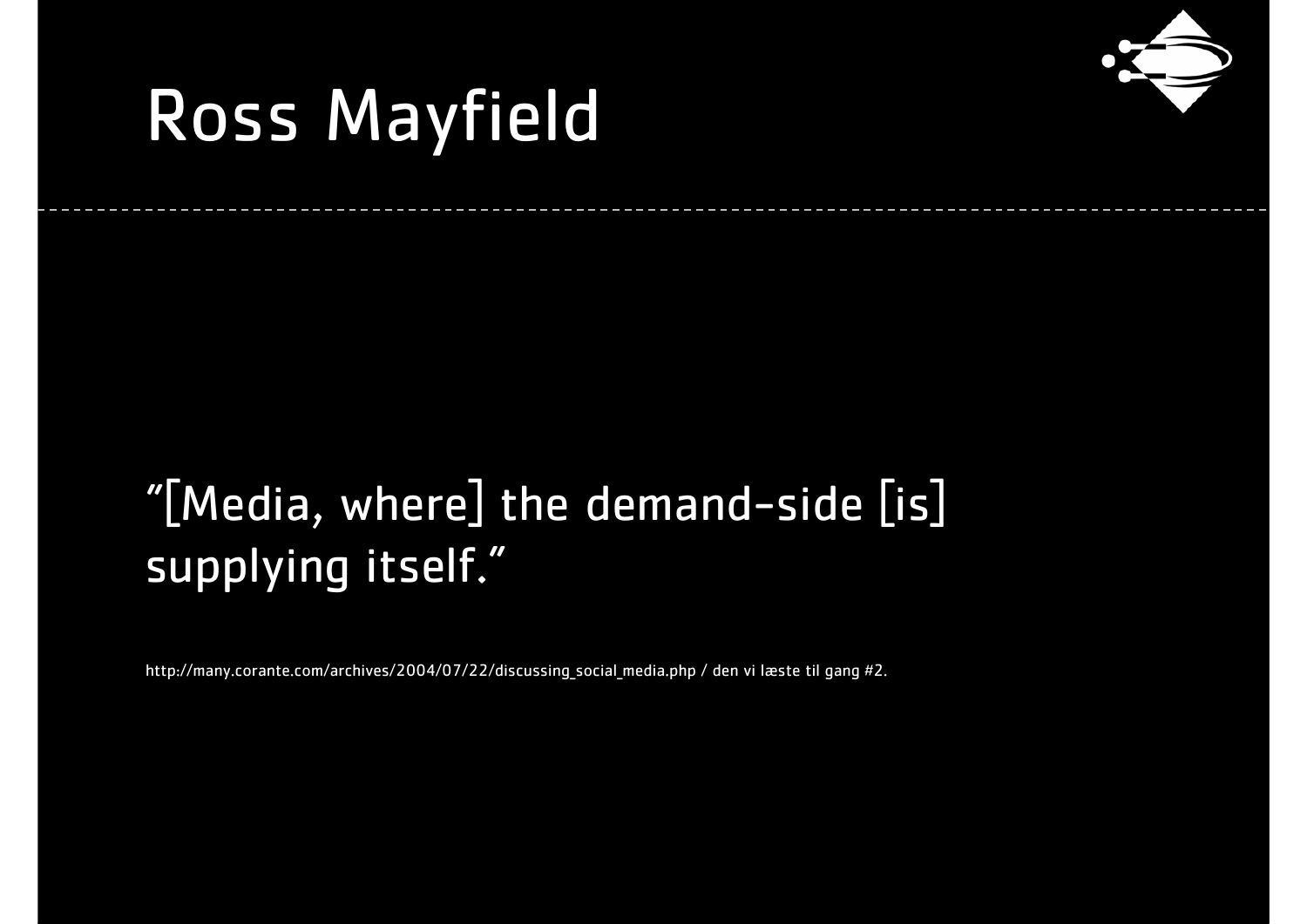# Ross Mayfield

"[Media, where] the demand-side [is] supplying itself."

http://many.corante.com/archives/2004/07/22/discussing_social_media.php / den vi læste til gang #2.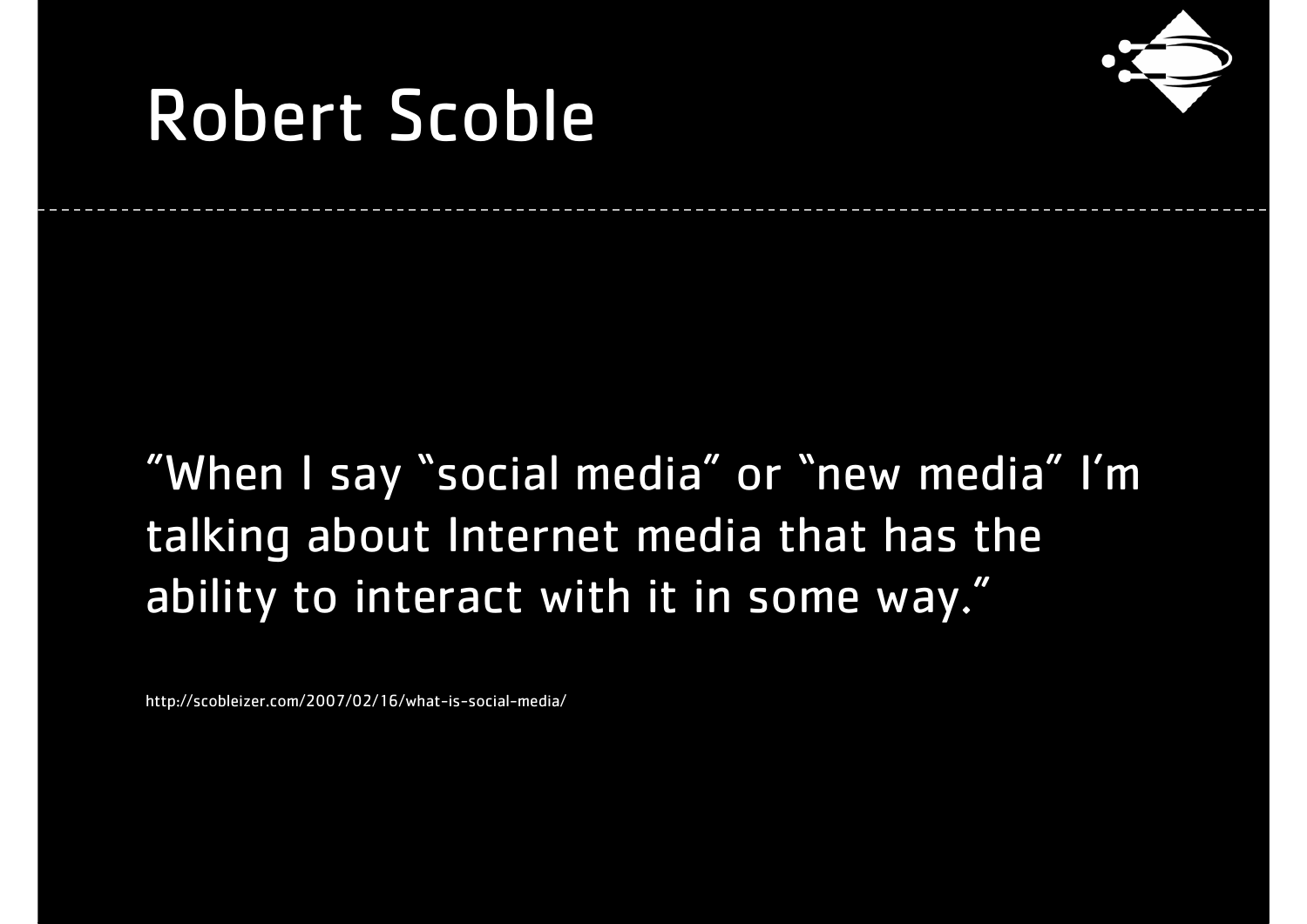# Robert Scoble

"When I say "social media" or "new media" I'm talking about Internet media that has the ability to interact with it in some way."

http://scobleizer.com/2007/02/16/what-is-social-media/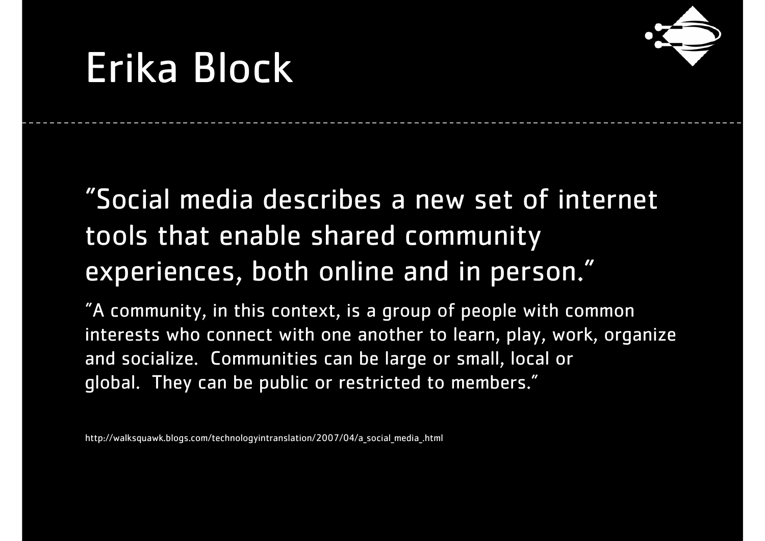# Erika Block

"Social media describes a new set of internet tools that enable shared community experiences, both online and in person."

"A community, in this context, is a group of people with common interests who connect with one another to learn, play, work, organize and socialize. Communities can be large or small, local or global. They can be public or restricted to members."

http://walksquawk.blogs.com/technologyintranslation/2007/04/a_social_media_.html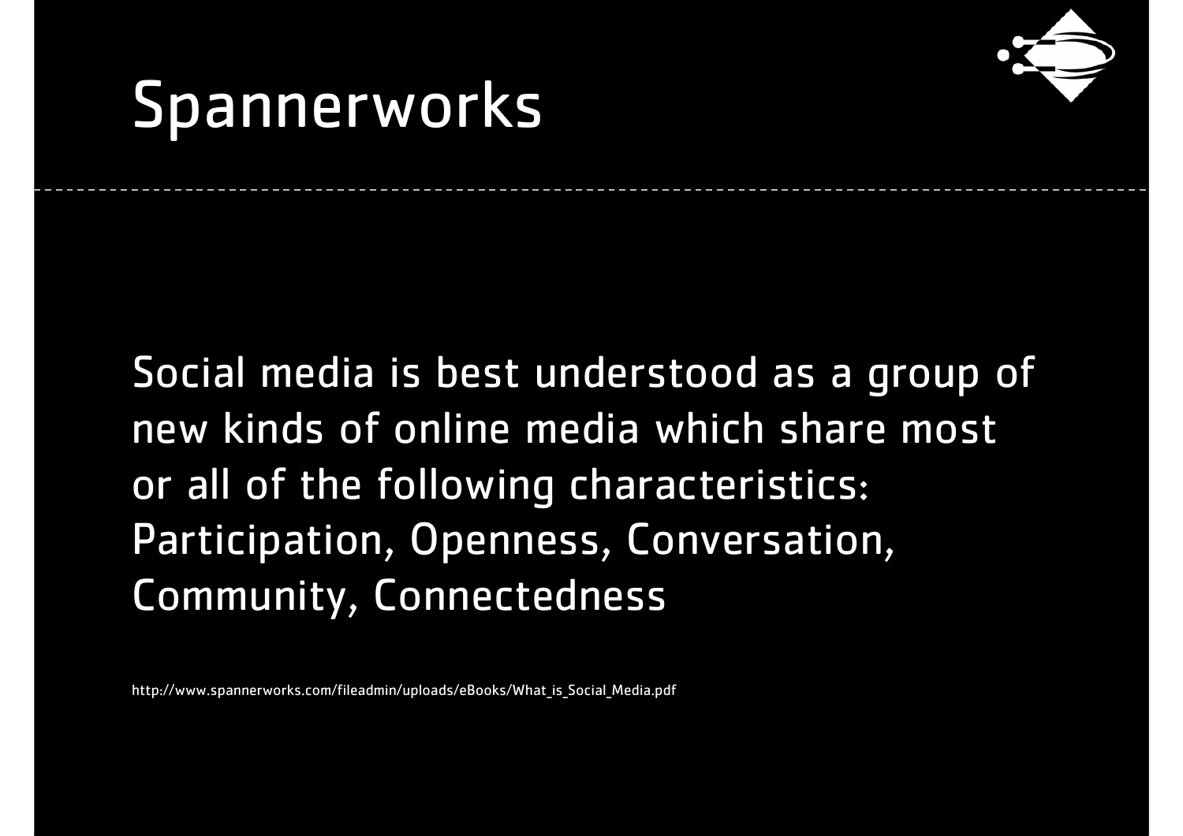# Spannerworks

Social media is best understood as a group of new kinds of online media which share most or all of the following characteristics: Participation, Openness, Conversation, Community, Connectedness

http://www.spannerworks.com/fileadmin/uploads/eBooks/What_is_Social_Media.pdf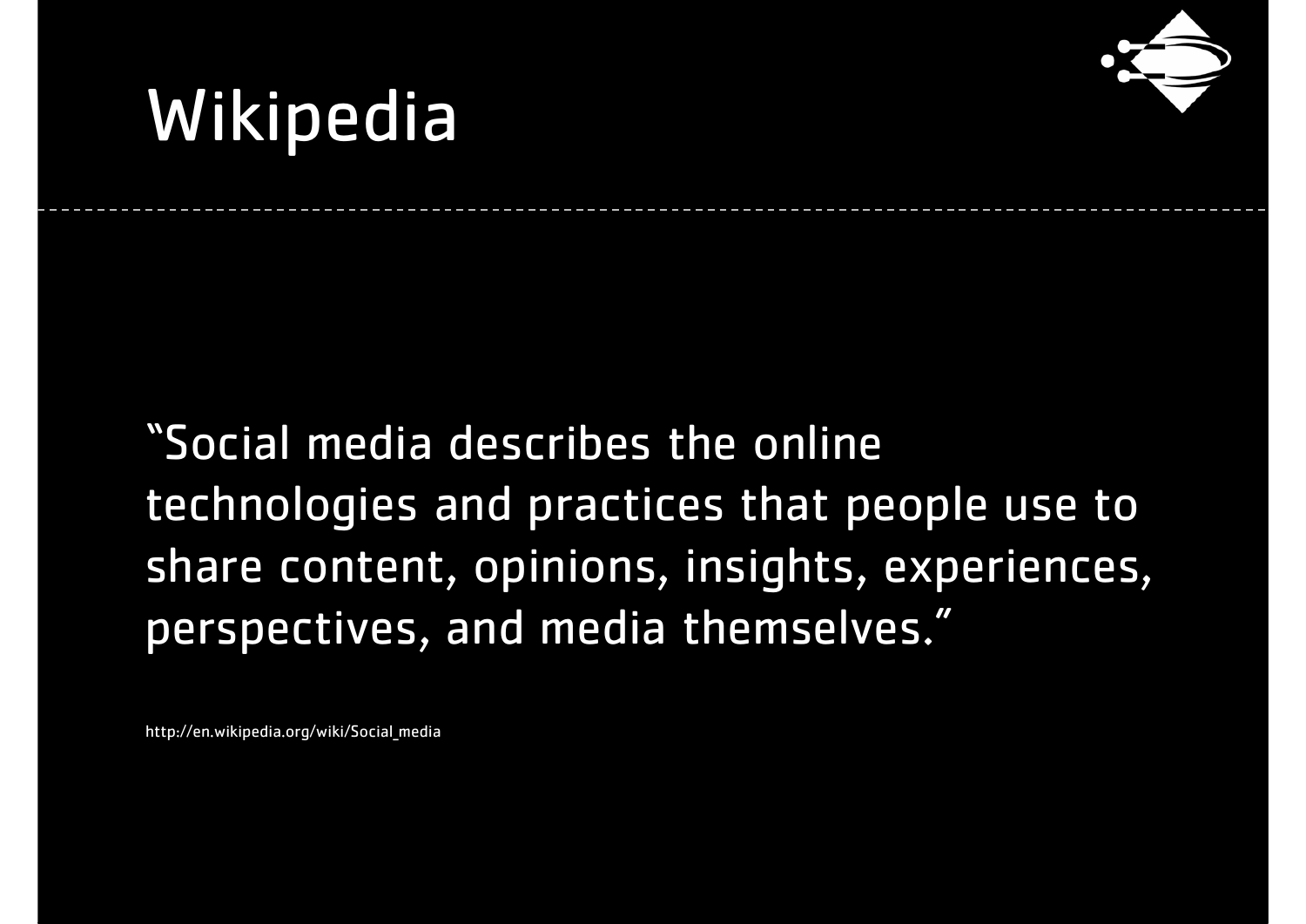# Wikipedia

"Social media describes the online technologies and practices that people use to share content, opinions, insights, experiences, perspectives, and media themselves."

http://en.wikipedia.org/wiki/Social_media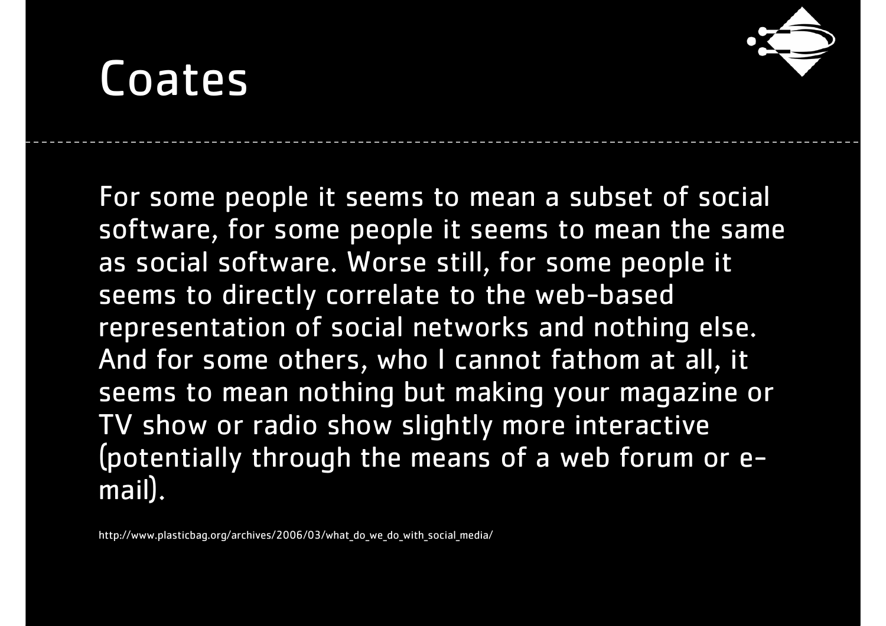# Coates

For some people it seems to mean a subset of social software, for some people it seems to mean the same as social software. Worse still, for some people it seems to directly correlate to the web-based representation of social networks and nothing else. And for some others, who I cannot fathom at all, it seems to mean nothing but making your magazine or TV show or radio show slightly more interactive (potentially through the means of a web forum or e-mail).

http://www.plasticbag.org/archives/2006/03/what_do_we_do_with_social_media/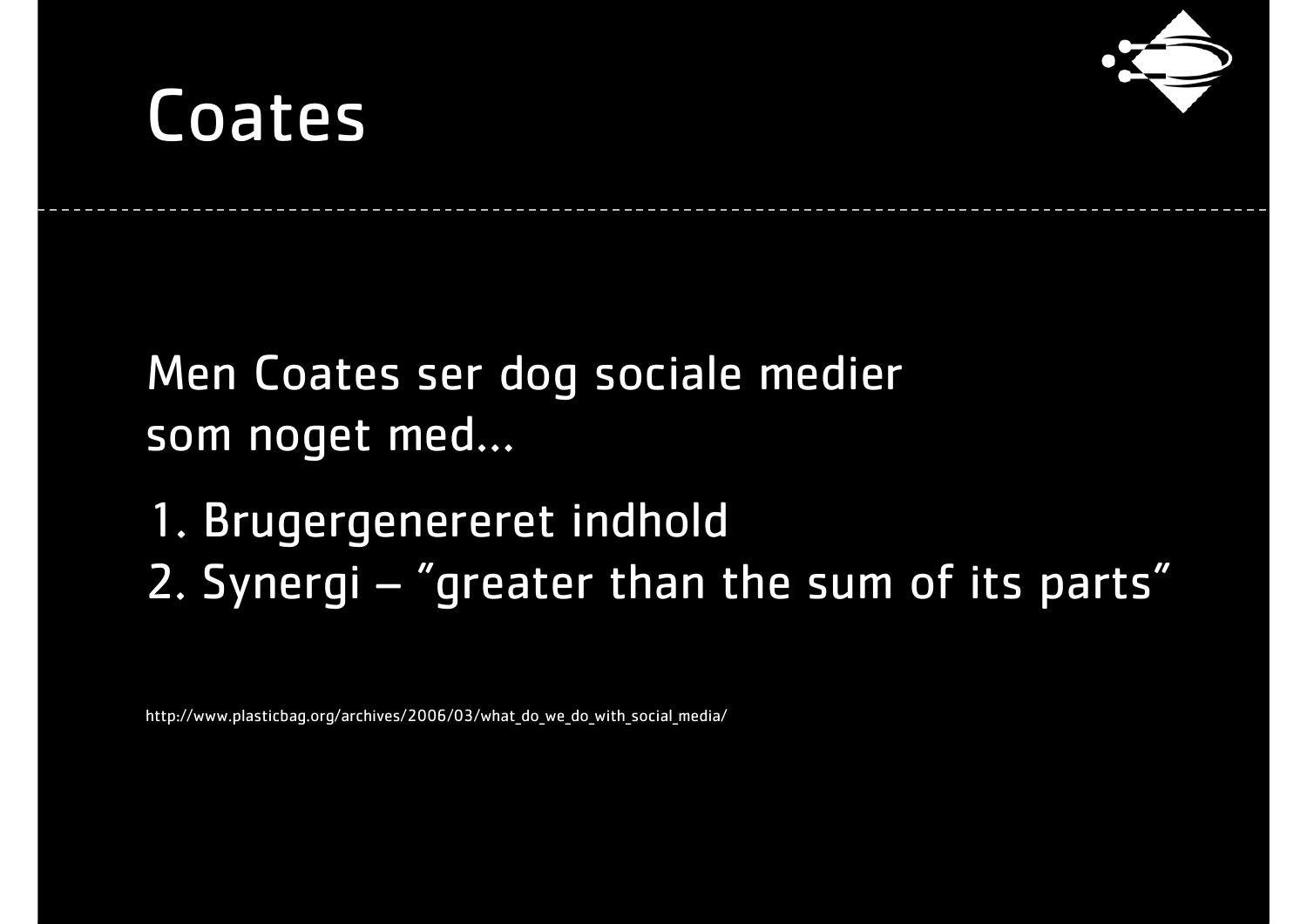# Coates

Men Coates ser dog sociale medier som noget med...

1. Brugergenereret indhold
2. Synergi – "greater than the sum of its parts"

http://www.plasticbag.org/archives/2006/03/what_do_we_do_with_social_media/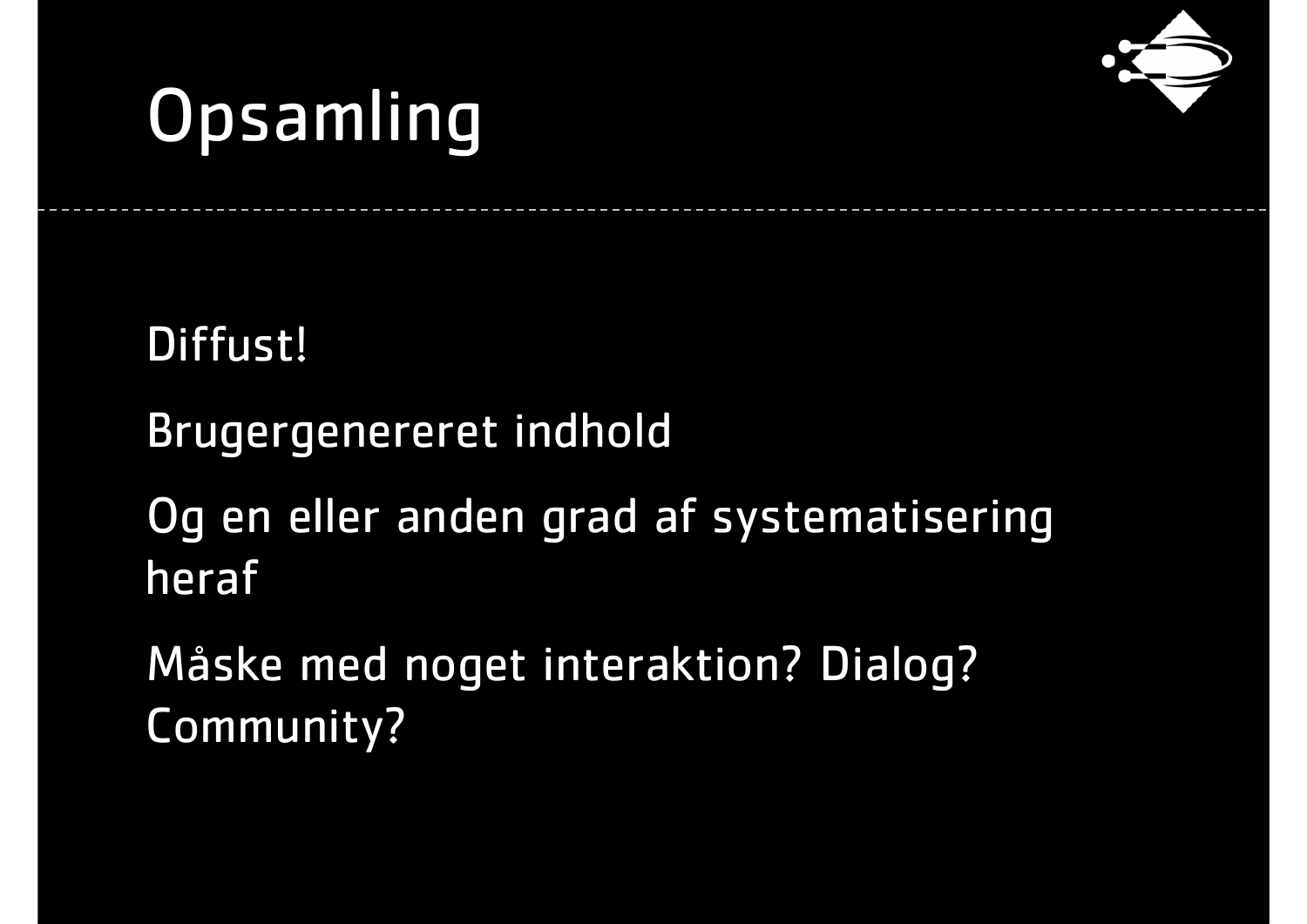# Opsamling

Diffust!

Brugergenereret indhold

Og en eller anden grad af systematisering heraf

Måske med noget interaktion? Dialog? Community?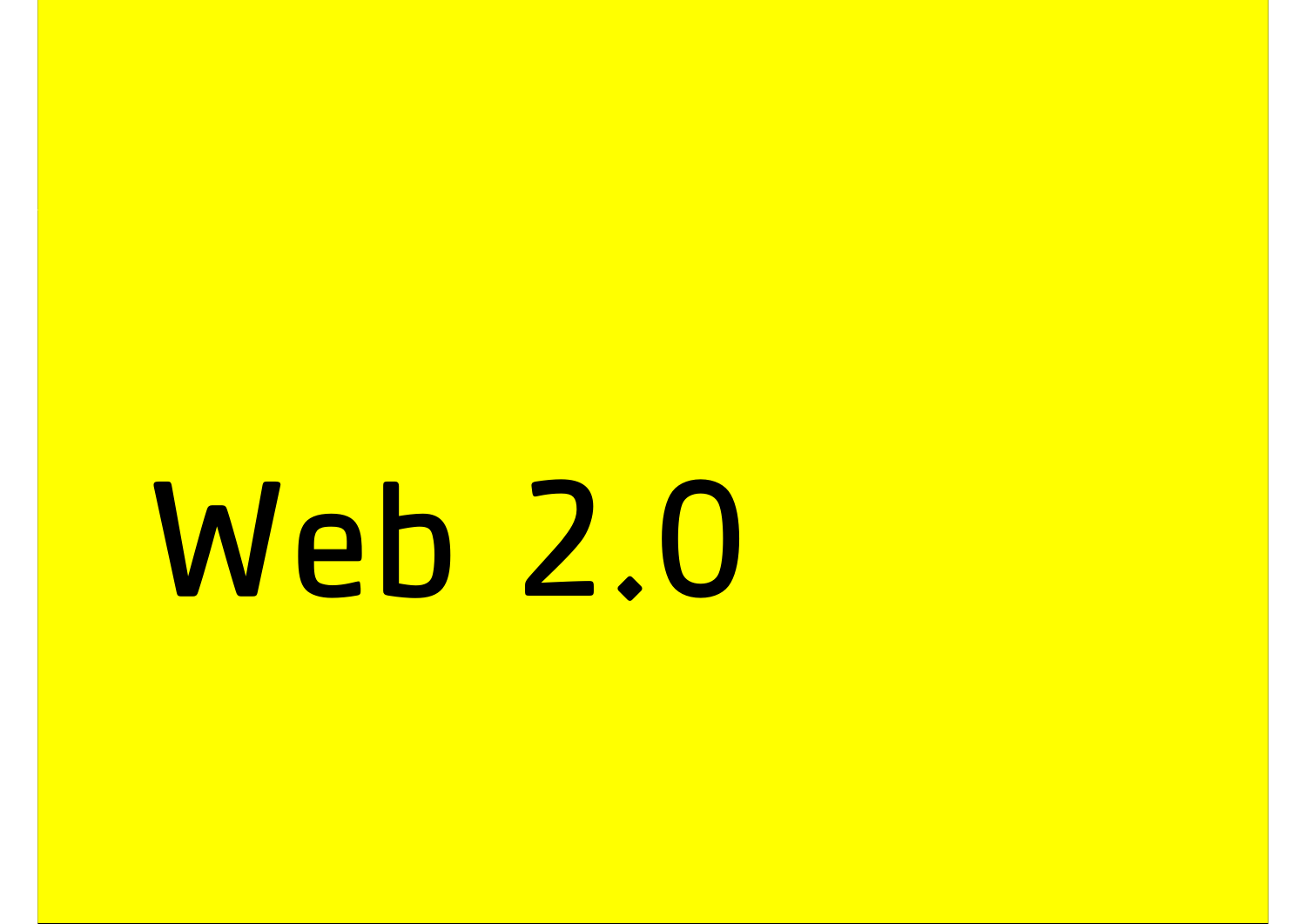# Web 2.0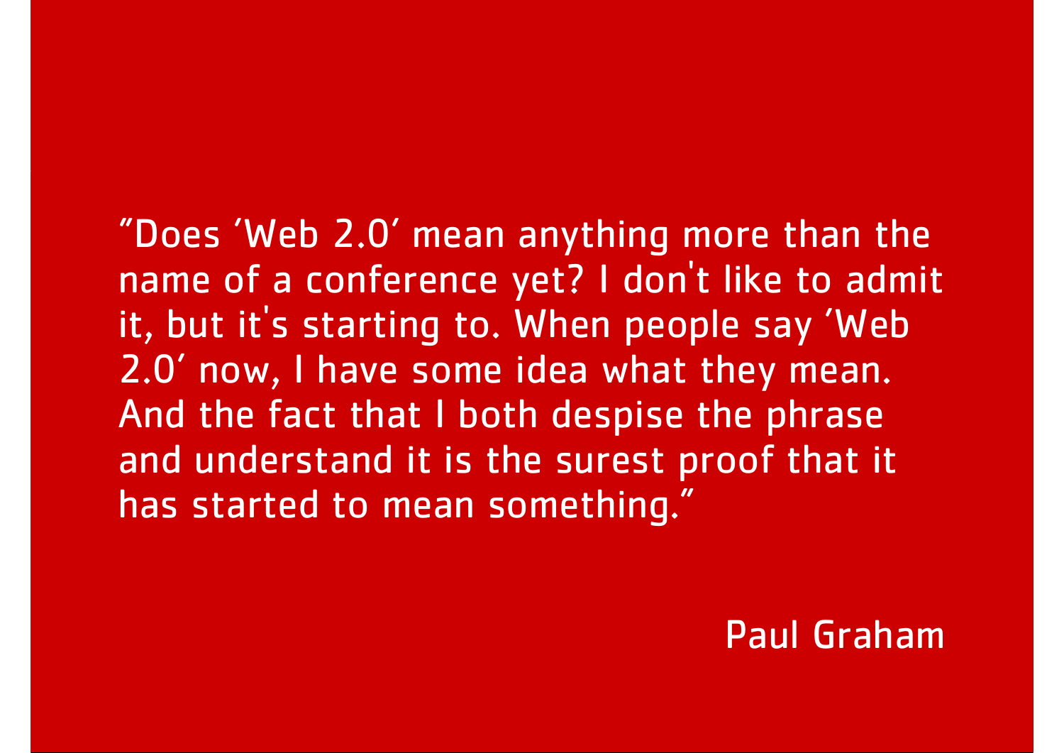"Does 'Web 2.0' mean anything more than the name of a conference yet? I don't like to admit it, but it's starting to. When people say 'Web 2.0' now, I have some idea what they mean. And the fact that I both despise the phrase and understand it is the surest proof that it has started to mean something."

Paul Graham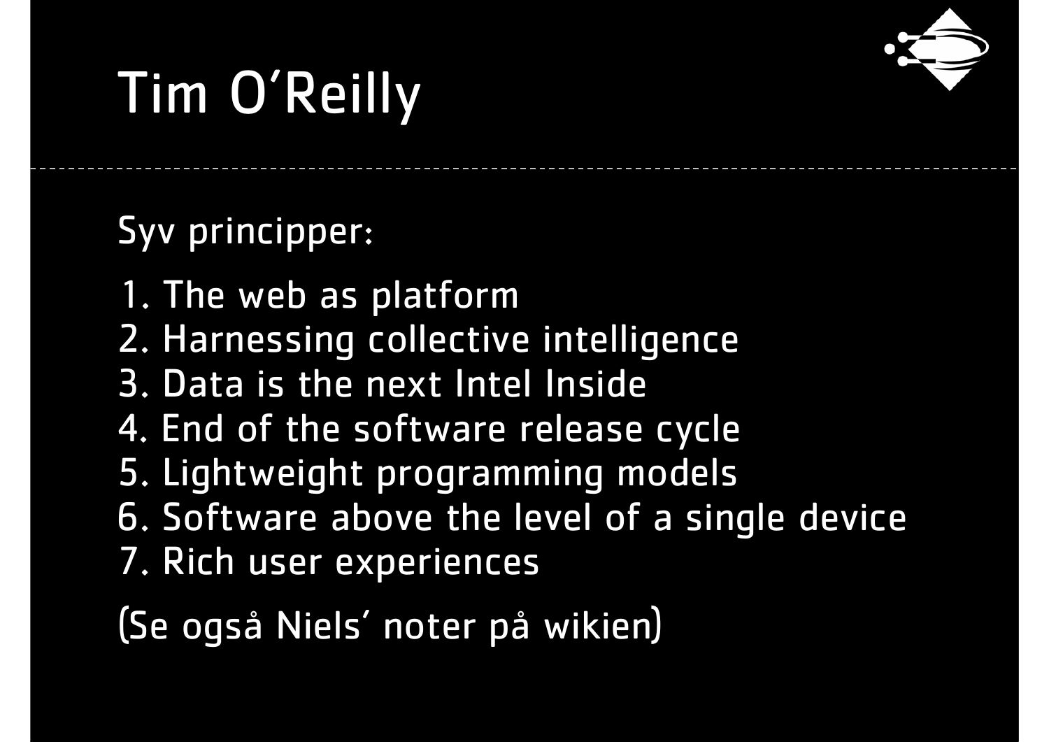# Tim O'Reilly

Syv principper:

1. The web as platform
2. Harnessing collective intelligence
3. Data is the next Intel Inside
4. End of the software release cycle
5. Lightweight programming models
6. Software above the level of a single device
7. Rich user experiences

(Se også Niels' noter på wikien)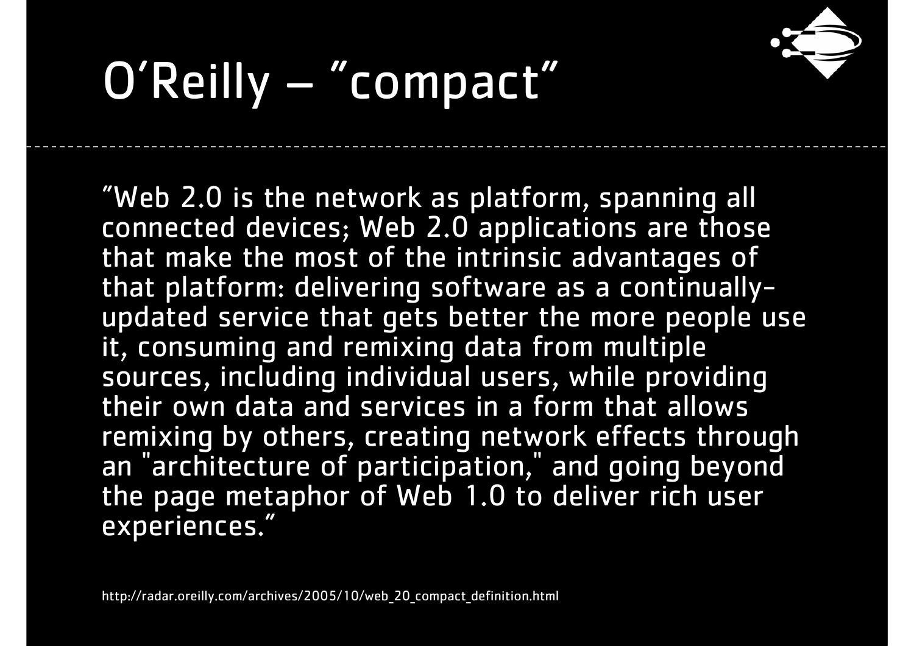# O'Reilly – "compact"

"Web 2.0 is the network as platform, spanning all connected devices; Web 2.0 applications are those that make the most of the intrinsic advantages of that platform: delivering software as a continually-updated service that gets better the more people use it, consuming and remixing data from multiple sources, including individual users, while providing their own data and services in a form that allows remixing by others, creating network effects through an "architecture of participation," and going beyond the page metaphor of Web 1.0 to deliver rich user experiences."

http://radar.oreilly.com/archives/2005/10/web_20_compact_definition.html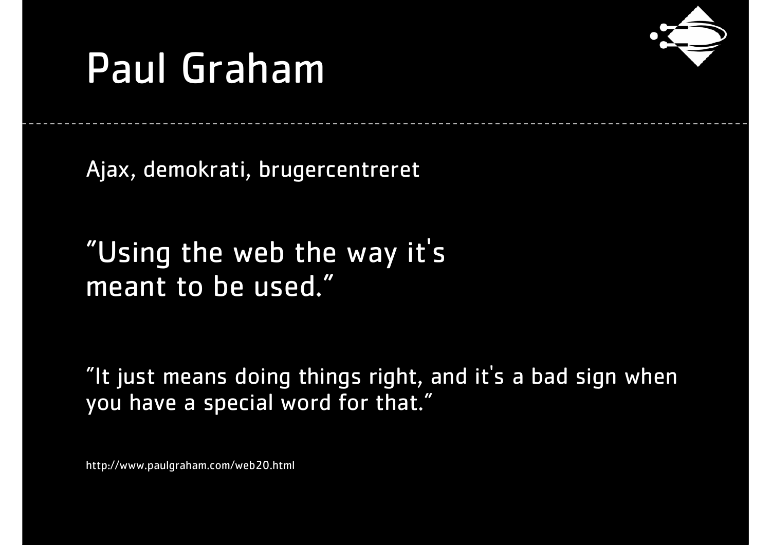# Paul Graham

Ajax, demokrati, brugercentreret

"Using the web the way it's meant to be used."

"It just means doing things right, and it's a bad sign when you have a special word for that."

http://www.paulgraham.com/web20.html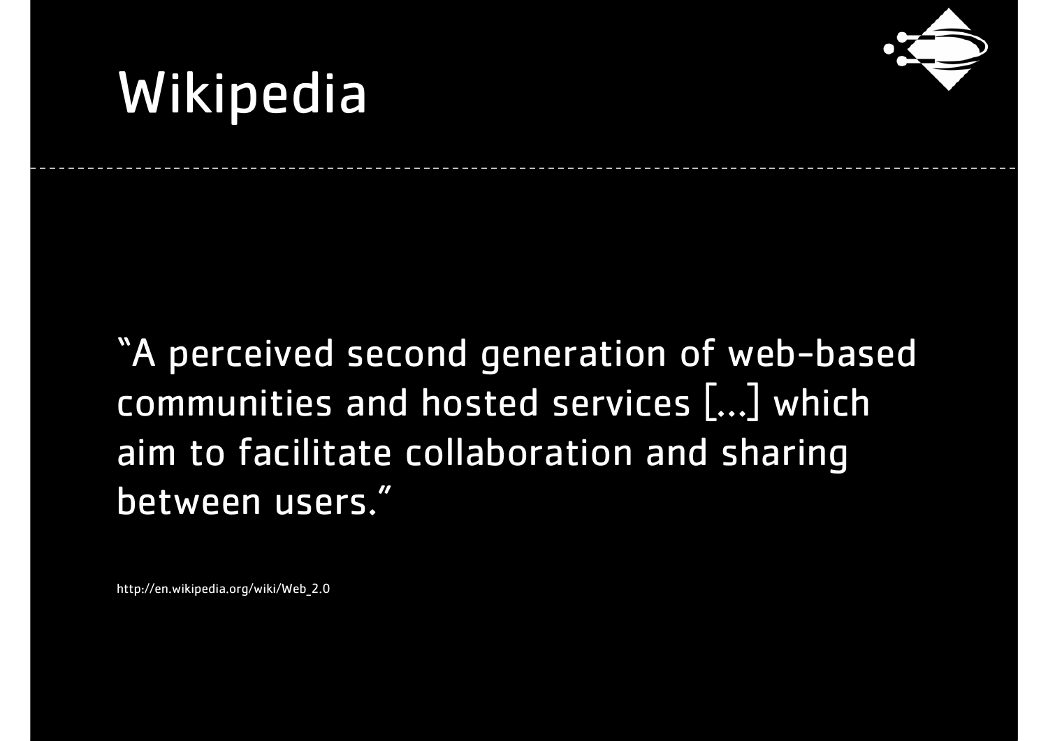# Wikipedia

---

"A perceived second generation of web-based communities and hosted services [...] which aim to facilitate collaboration and sharing between users."

http://en.wikipedia.org/wiki/Web_2.0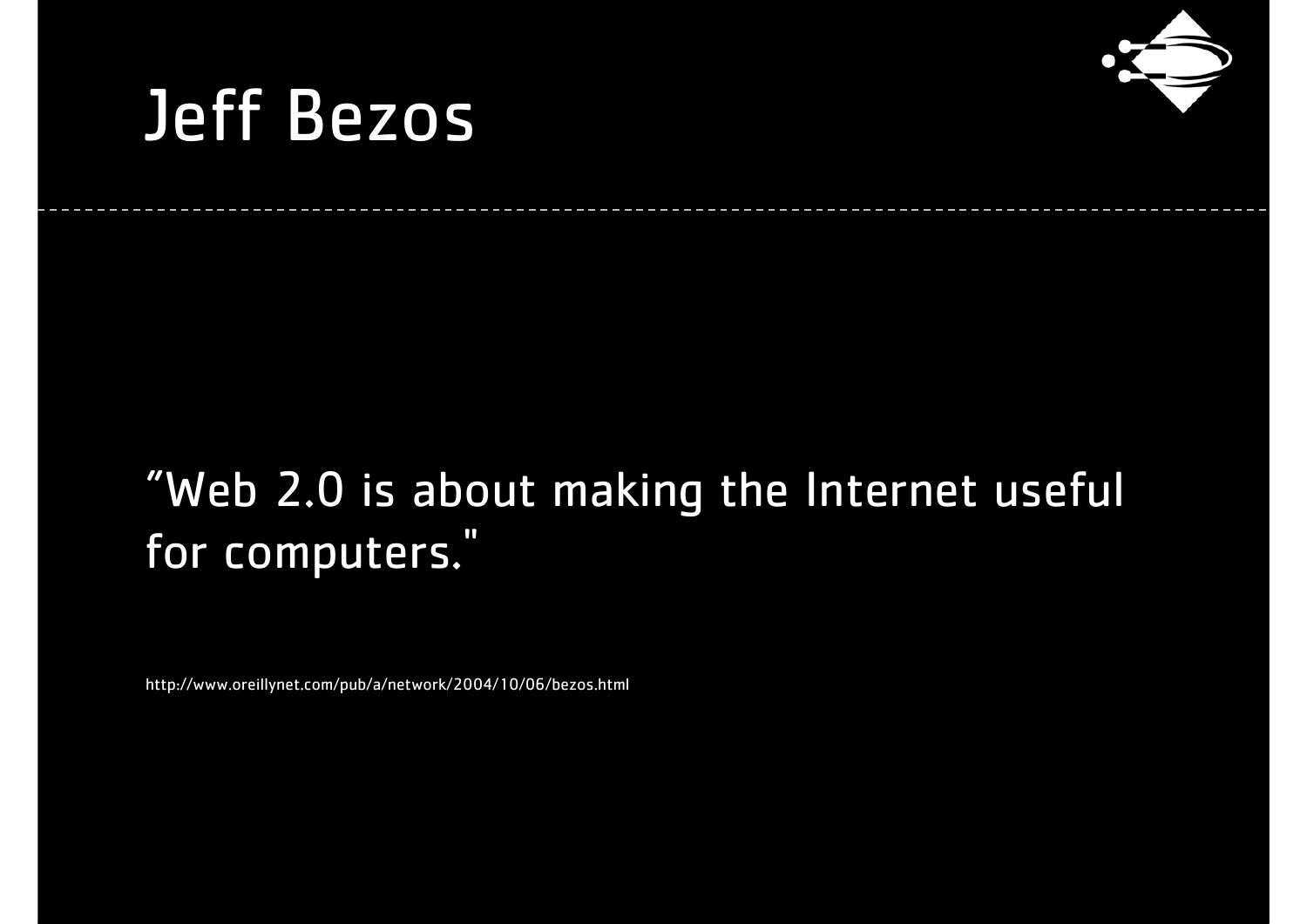# Jeff Bezos

"Web 2.0 is about making the Internet useful for computers."

http://www.oreillynet.com/pub/a/network/2004/10/06/bezos.html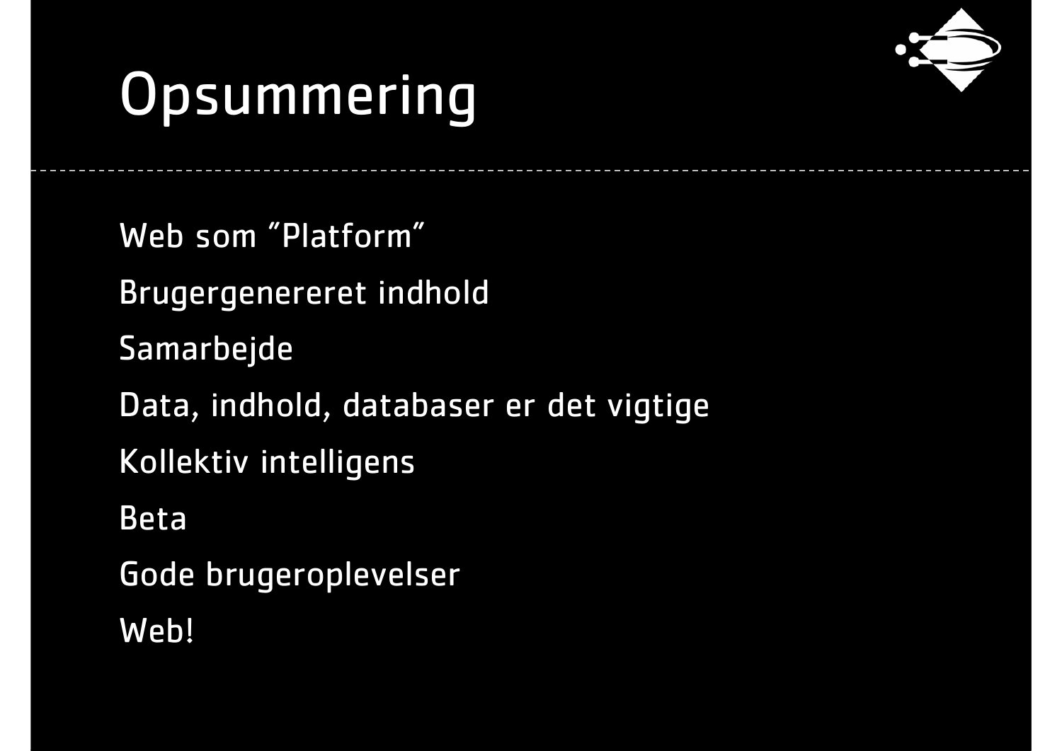# Opsummering

- Web som ”Platform”
- Brugergenereret indhold
- Samarbejde
- Data, indhold, databaser er det vigtige
- Kollektiv intelligens
- Beta
- Gode brugeroplevelser
- Web!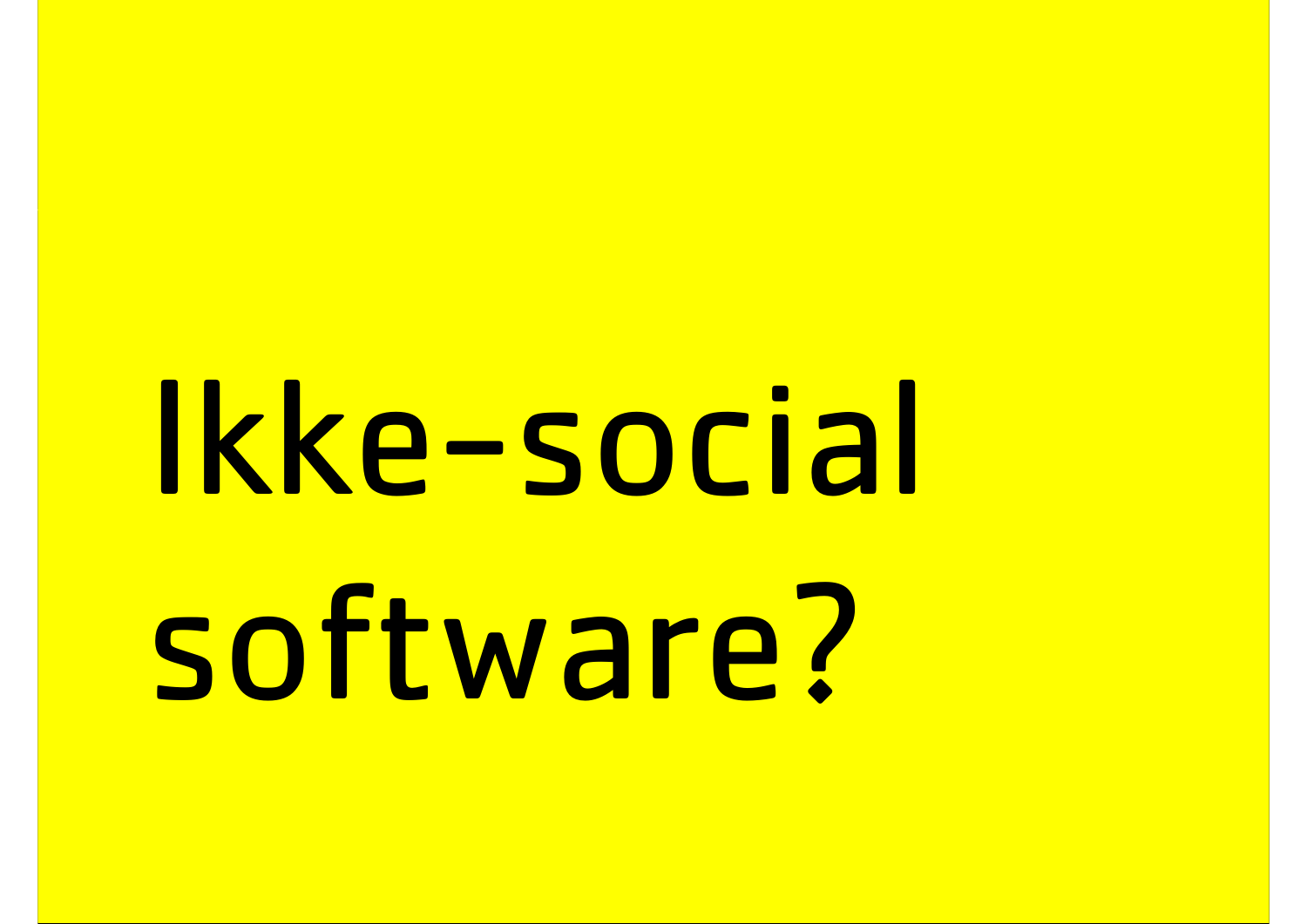# Ikke-social software?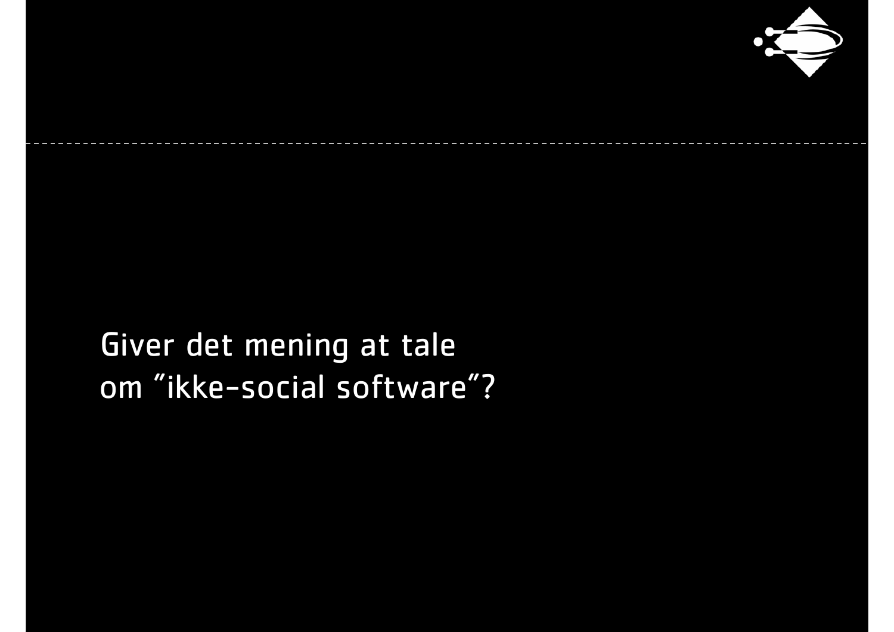Giver det mening at tale
om ”ikke-social software”?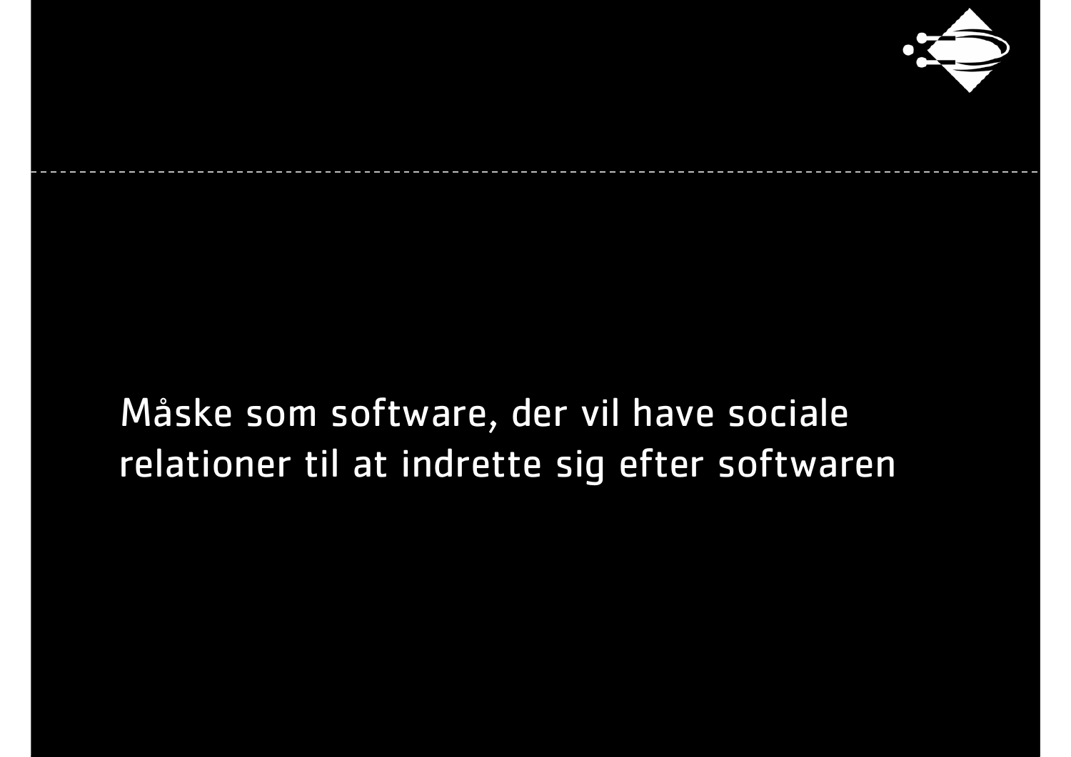Måske som software, der vil have sociale relationer til at indrette sig efter softwaren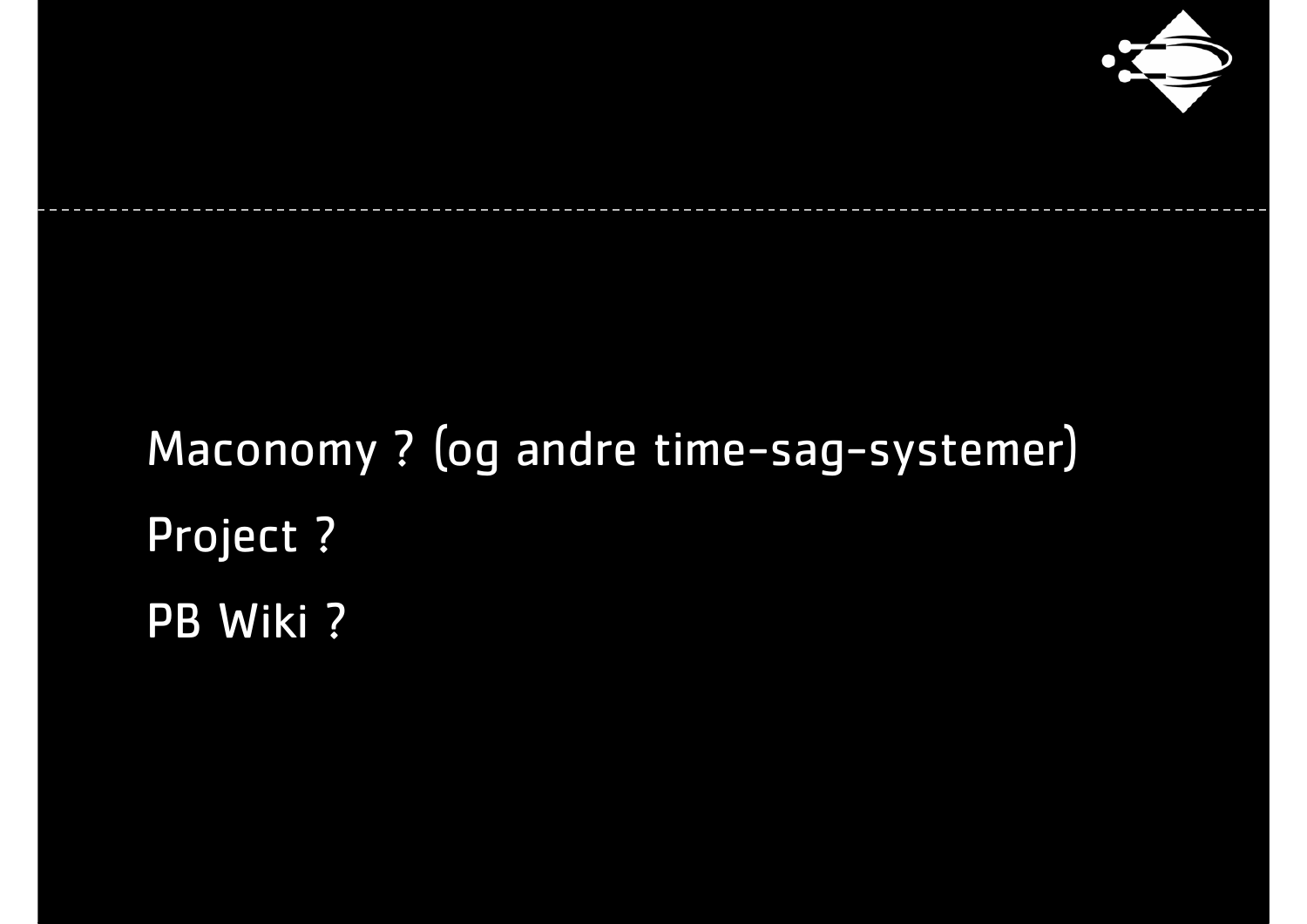Maconomy ? (og andre time-sag-systemer)

Project ?

PB Wiki ?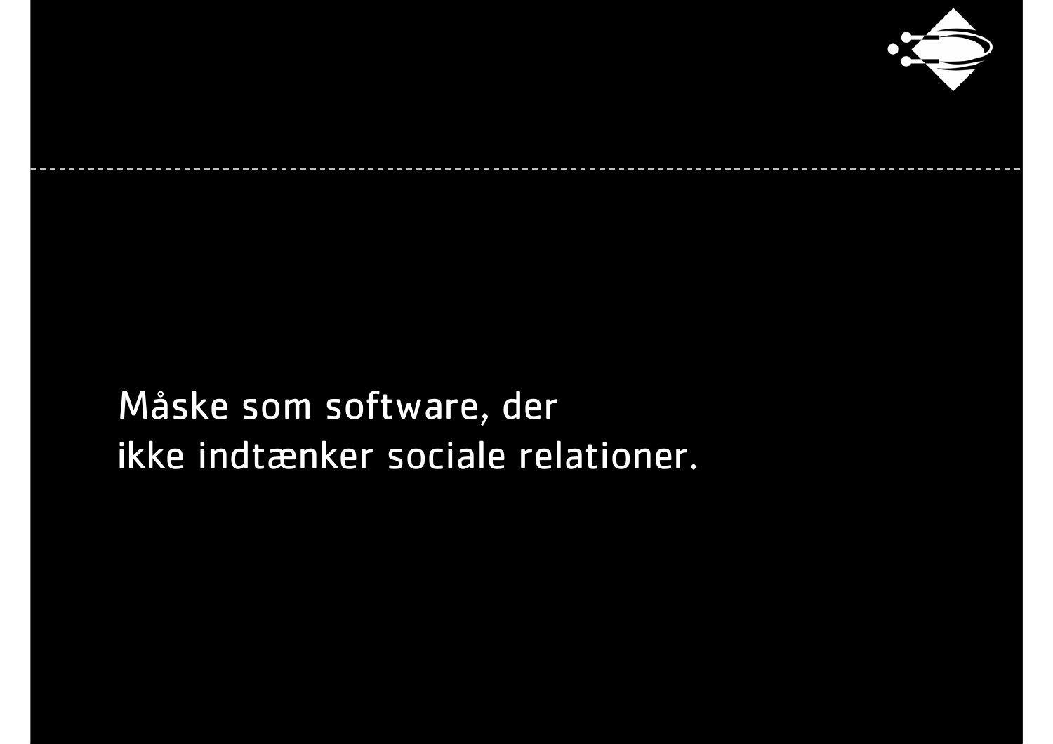Måske som software, der
ikke indtænker sociale relationer.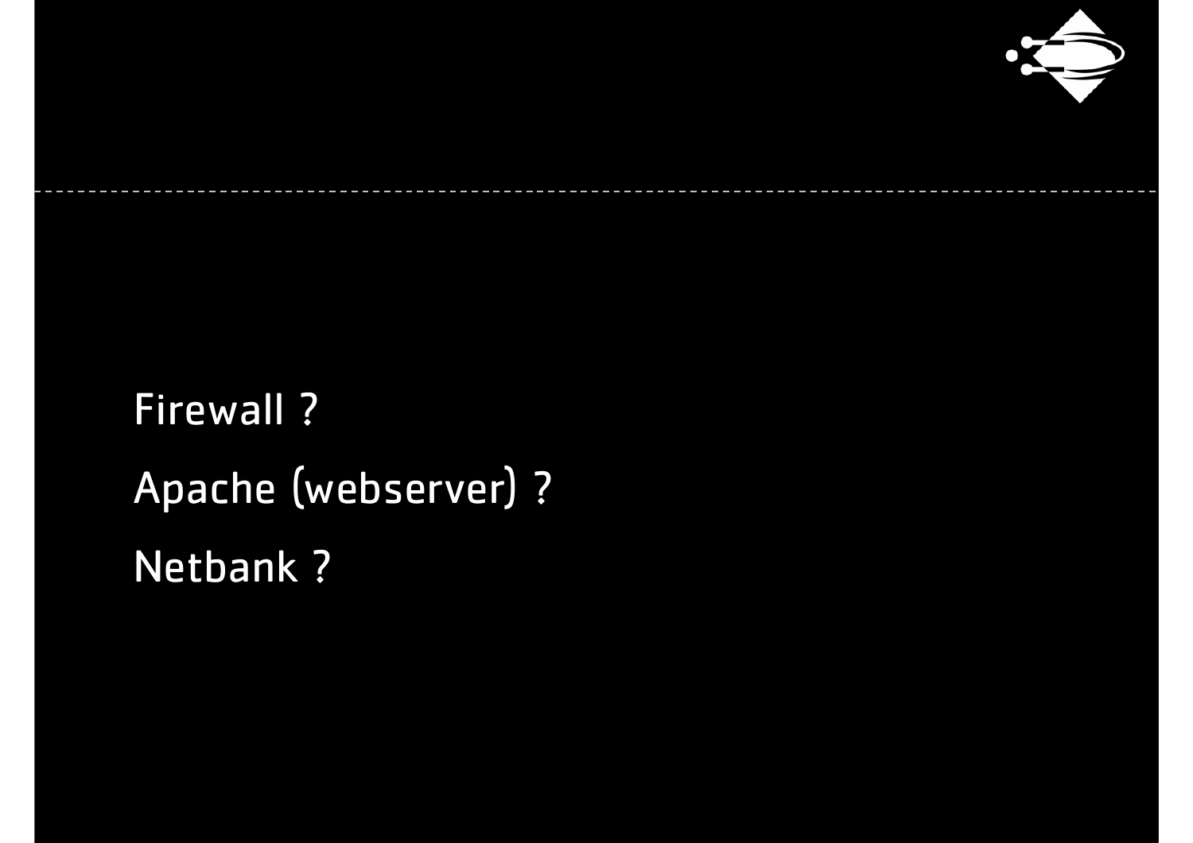Firewall ?

Apache (webserver) ?

Netbank ?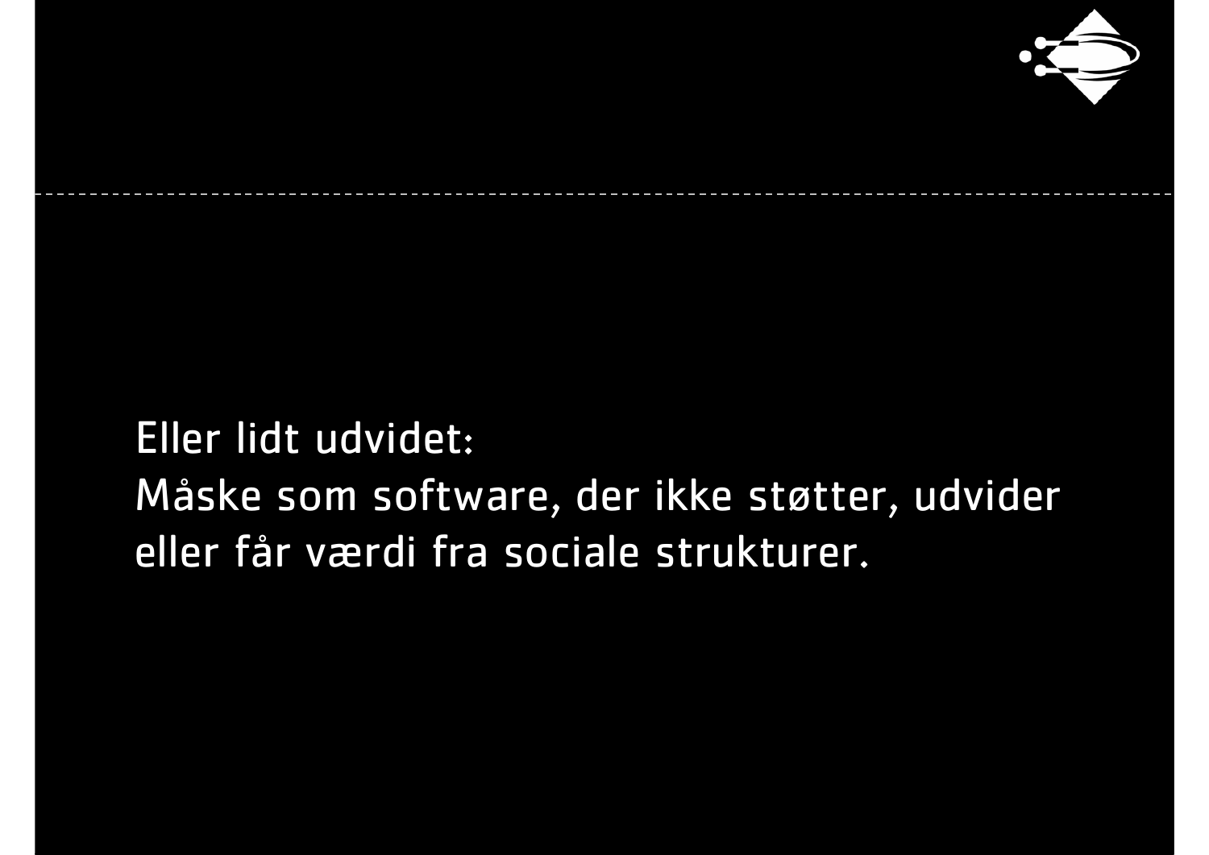Eller lidt udvidet:
Måske som software, der ikke støtter, udvider eller får værdi fra sociale strukturer.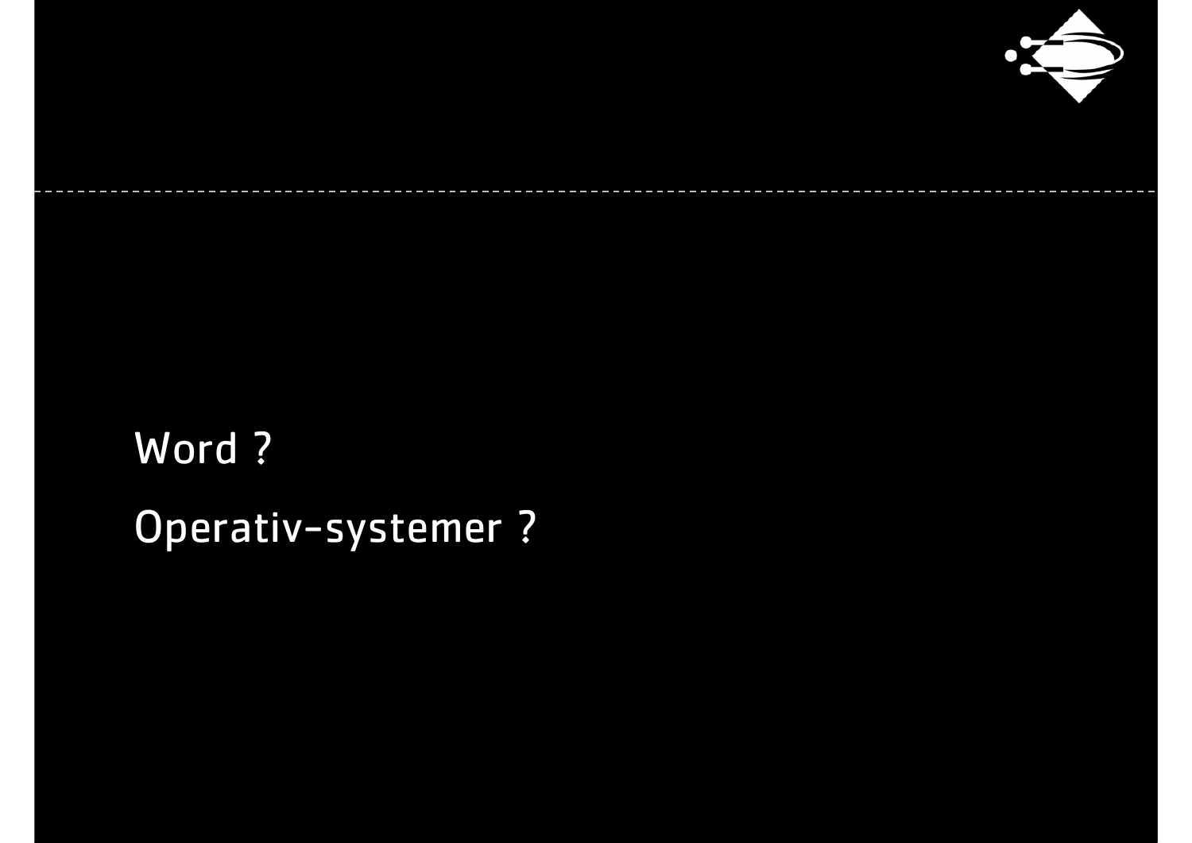Word ?

Operativ-systemer ?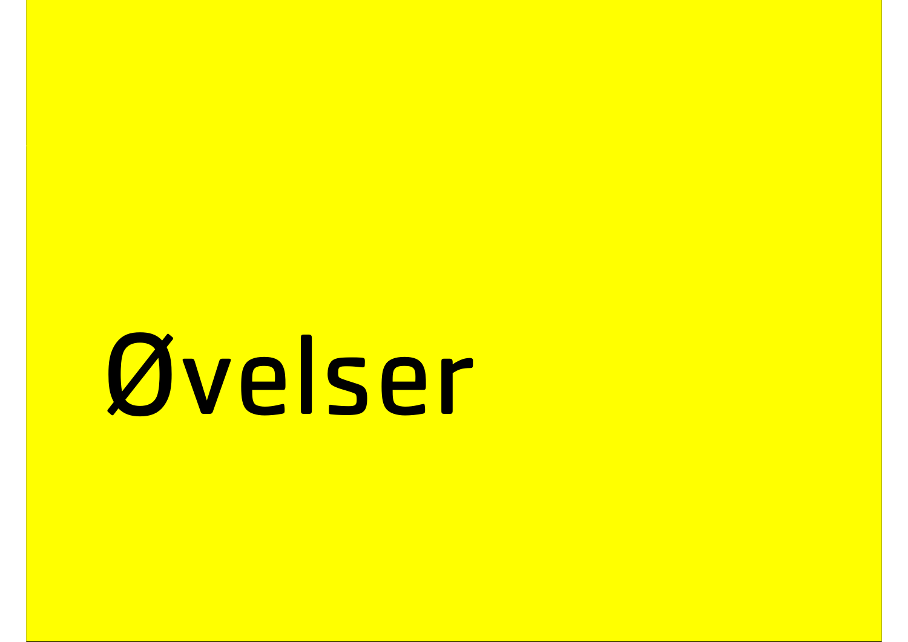# Øvelser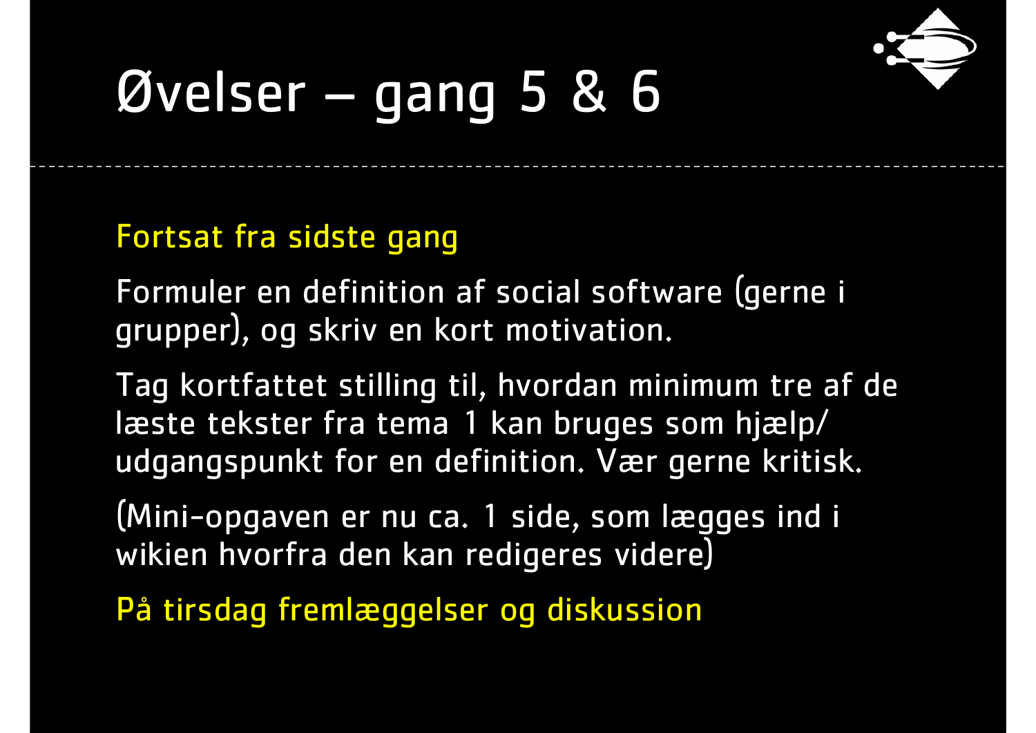# Øvelser – gang 5 & 6

Fortsat fra sidste gang

Formuler en definition af social software (gerne i grupper), og skriv en kort motivation.

Tag kortfattet stilling til, hvordan minimum tre af de læste tekster fra tema 1 kan bruges som hjælp/ udgangspunkt for en definition. Vær gerne kritisk.

(Mini-opgaven er nu ca. 1 side, som lægges ind i wikien hvorfra den kan redigeres videre)

På tirsdag fremlæggelser og diskussion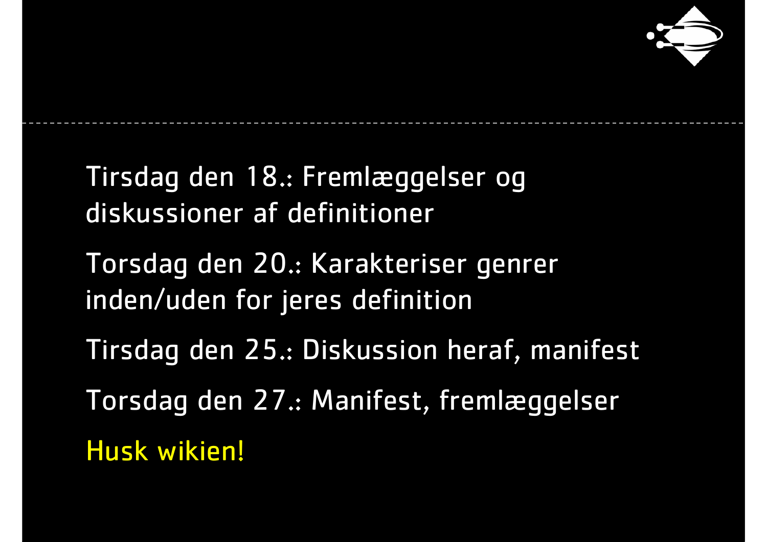Tirsdag den 18.: Fremlæggelser og diskussioner af definitioner

Torsdag den 20.: Karakteriser genrer inden/uden for jeres definition

Tirsdag den 25.: Diskussion heraf, manifest

Torsdag den 27.: Manifest, fremlæggelser

Husk wikien!